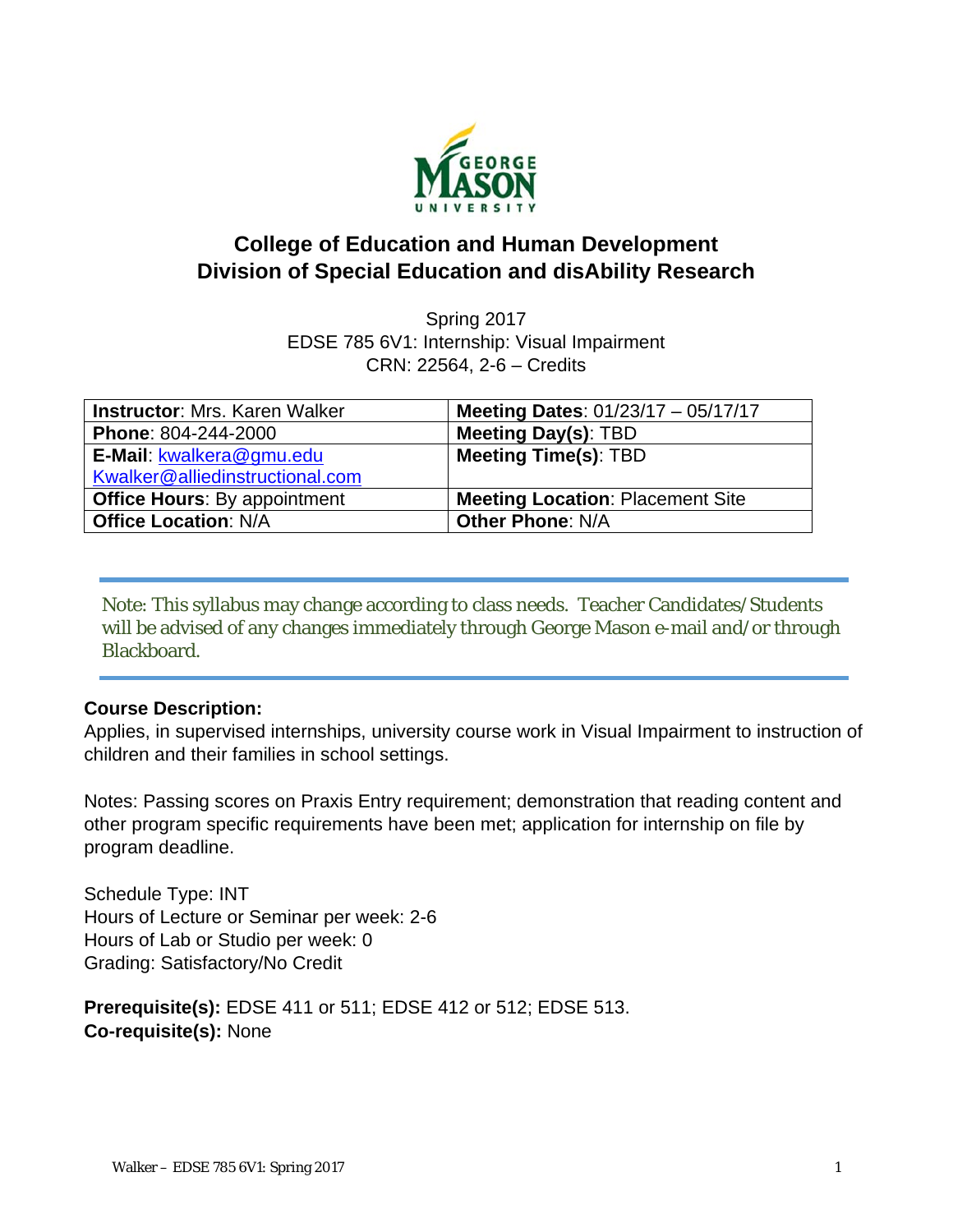# College of Education and Human Development
## Division of Special Education and disAbility Research

Spring 2017
EDSE 785 6V1: Internship: Visual Impairment
CRN: 22564, 2-6 – Credits

| **Instructor**: Mrs. Karen Walker | **Meeting Dates**: 01/23/17 – 05/17/17 |
|---|---|
| **Phone**: 804-244-2000 | **Meeting Day(s)**: TBD |
| **E-Mail**: kwalkera@gmu.edu Kwalker@alliedinstructional.com | **Meeting Time(s)**: TBD |
| **Office Hours**: By appointment | **Meeting Location**: Placement Site |
| **Office Location**: N/A | **Other Phone**: N/A |

Note: This syllabus may change according to class needs. Teacher Candidates/Students will be advised of any changes immediately through George Mason e-mail and/or through Blackboard.

**Course Description:**
Applies, in supervised internships, university course work in Visual Impairment to instruction of children and their families in school settings.

Notes: Passing scores on Praxis Entry requirement; demonstration that reading content and other program specific requirements have been met; application for internship on file by program deadline.

Schedule Type: INT
Hours of Lecture or Seminar per week: 2-6
Hours of Lab or Studio per week: 0
Grading: Satisfactory/No Credit

**Prerequisite(s):** EDSE 411 or 511; EDSE 412 or 512; EDSE 513.
**Co-requisite(s):** None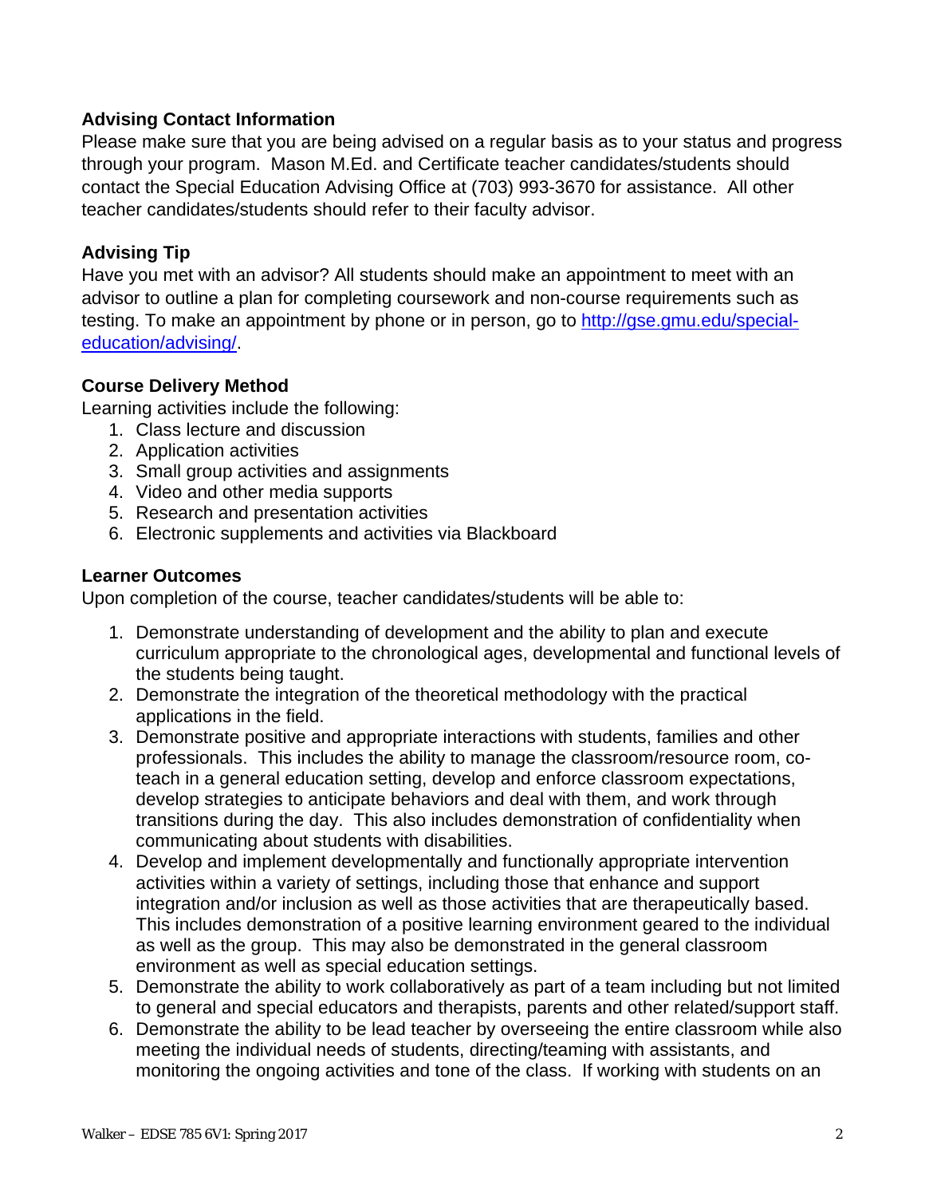### Advising Contact Information

Please make sure that you are being advised on a regular basis as to your status and progress through your program. Mason M.Ed. and Certificate teacher candidates/students should contact the Special Education Advising Office at (703) 993-3670 for assistance. All other teacher candidates/students should refer to their faculty advisor.

### Advising Tip

Have you met with an advisor? All students should make an appointment to meet with an advisor to outline a plan for completing coursework and non-course requirements such as testing. To make an appointment by phone or in person, go to [http://gse.gmu.edu/special-education/advising/](http://gse.gmu.edu/special-education/advising/).

### Course Delivery Method

Learning activities include the following:

1. Class lecture and discussion
2. Application activities
3. Small group activities and assignments
4. Video and other media supports
5. Research and presentation activities
6. Electronic supplements and activities via Blackboard

### Learner Outcomes

Upon completion of the course, teacher candidates/students will be able to:

1. Demonstrate understanding of development and the ability to plan and execute curriculum appropriate to the chronological ages, developmental and functional levels of the students being taught.
2. Demonstrate the integration of the theoretical methodology with the practical applications in the field.
3. Demonstrate positive and appropriate interactions with students, families and other professionals. This includes the ability to manage the classroom/resource room, co-teach in a general education setting, develop and enforce classroom expectations, develop strategies to anticipate behaviors and deal with them, and work through transitions during the day. This also includes demonstration of confidentiality when communicating about students with disabilities.
4. Develop and implement developmentally and functionally appropriate intervention activities within a variety of settings, including those that enhance and support integration and/or inclusion as well as those activities that are therapeutically based. This includes demonstration of a positive learning environment geared to the individual as well as the group. This may also be demonstrated in the general classroom environment as well as special education settings.
5. Demonstrate the ability to work collaboratively as part of a team including but not limited to general and special educators and therapists, parents and other related/support staff.
6. Demonstrate the ability to be lead teacher by overseeing the entire classroom while also meeting the individual needs of students, directing/teaming with assistants, and monitoring the ongoing activities and tone of the class. If working with students on an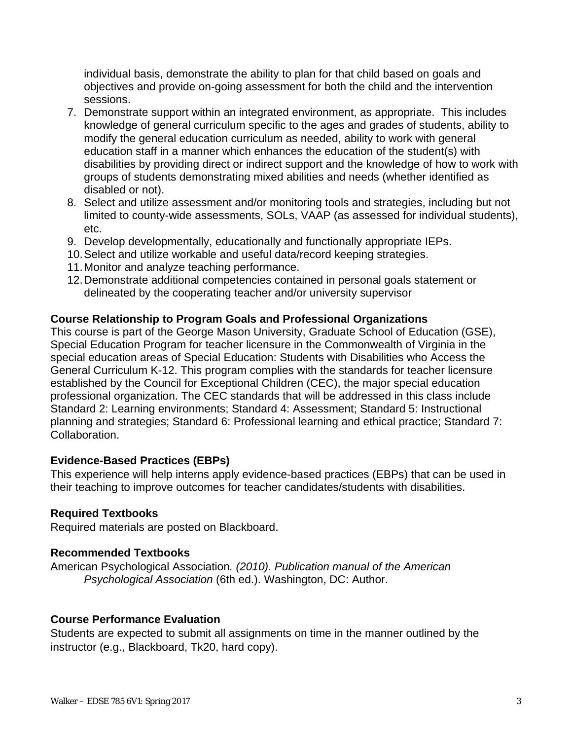individual basis, demonstrate the ability to plan for that child based on goals and objectives and provide on-going assessment for both the child and the intervention sessions.

7. Demonstrate support within an integrated environment, as appropriate. This includes knowledge of general curriculum specific to the ages and grades of students, ability to modify the general education curriculum as needed, ability to work with general education staff in a manner which enhances the education of the student(s) with disabilities by providing direct or indirect support and the knowledge of how to work with groups of students demonstrating mixed abilities and needs (whether identified as disabled or not).
8. Select and utilize assessment and/or monitoring tools and strategies, including but not limited to county-wide assessments, SOLs, VAAP (as assessed for individual students), etc.
9. Develop developmentally, educationally and functionally appropriate IEPs.
10. Select and utilize workable and useful data/record keeping strategies.
11. Monitor and analyze teaching performance.
12. Demonstrate additional competencies contained in personal goals statement or delineated by the cooperating teacher and/or university supervisor

**Course Relationship to Program Goals and Professional Organizations**

This course is part of the George Mason University, Graduate School of Education (GSE), Special Education Program for teacher licensure in the Commonwealth of Virginia in the special education areas of Special Education: Students with Disabilities who Access the General Curriculum K-12. This program complies with the standards for teacher licensure established by the Council for Exceptional Children (CEC), the major special education professional organization. The CEC standards that will be addressed in this class include Standard 2: Learning environments; Standard 4: Assessment; Standard 5: Instructional planning and strategies; Standard 6: Professional learning and ethical practice; Standard 7: Collaboration.

**Evidence-Based Practices (EBPs)**

This experience will help interns apply evidence-based practices (EBPs) that can be used in their teaching to improve outcomes for teacher candidates/students with disabilities.

**Required Textbooks**

Required materials are posted on Blackboard.

**Recommended Textbooks**

American Psychological Association*. (2010). Publication manual of the American Psychological Association* (6th ed.). Washington, DC: Author.

**Course Performance Evaluation**

Students are expected to submit all assignments on time in the manner outlined by the instructor (e.g., Blackboard, Tk20, hard copy).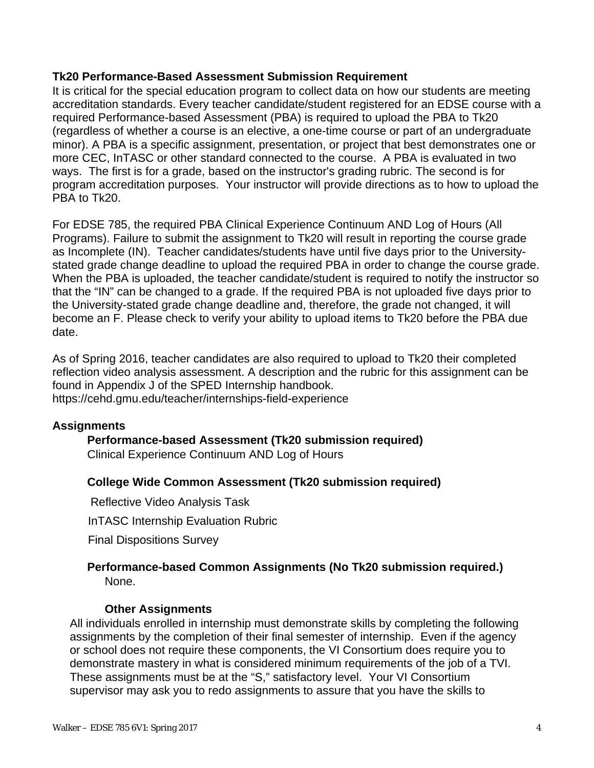**Tk20 Performance-Based Assessment Submission Requirement**

It is critical for the special education program to collect data on how our students are meeting accreditation standards. Every teacher candidate/student registered for an EDSE course with a required Performance-based Assessment (PBA) is required to upload the PBA to Tk20 (regardless of whether a course is an elective, a one-time course or part of an undergraduate minor). A PBA is a specific assignment, presentation, or project that best demonstrates one or more CEC, InTASC or other standard connected to the course. A PBA is evaluated in two ways. The first is for a grade, based on the instructor's grading rubric. The second is for program accreditation purposes. Your instructor will provide directions as to how to upload the PBA to Tk20.

For EDSE 785, the required PBA Clinical Experience Continuum AND Log of Hours (All Programs). Failure to submit the assignment to Tk20 will result in reporting the course grade as Incomplete (IN). Teacher candidates/students have until five days prior to the University-stated grade change deadline to upload the required PBA in order to change the course grade. When the PBA is uploaded, the teacher candidate/student is required to notify the instructor so that the "IN" can be changed to a grade. If the required PBA is not uploaded five days prior to the University-stated grade change deadline and, therefore, the grade not changed, it will become an F. Please check to verify your ability to upload items to Tk20 before the PBA due date.

As of Spring 2016, teacher candidates are also required to upload to Tk20 their completed reflection video analysis assessment. A description and the rubric for this assignment can be found in Appendix J of the SPED Internship handbook.
https://cehd.gmu.edu/teacher/internships-field-experience

**Assignments**

**Performance-based Assessment (Tk20 submission required)**
Clinical Experience Continuum AND Log of Hours

**College Wide Common Assessment (Tk20 submission required)**

Reflective Video Analysis Task

InTASC Internship Evaluation Rubric

Final Dispositions Survey

**Performance-based Common Assignments (No Tk20 submission required.)**
None.

**Other Assignments**

All individuals enrolled in internship must demonstrate skills by completing the following assignments by the completion of their final semester of internship. Even if the agency or school does not require these components, the VI Consortium does require you to demonstrate mastery in what is considered minimum requirements of the job of a TVI. These assignments must be at the "S," satisfactory level. Your VI Consortium supervisor may ask you to redo assignments to assure that you have the skills to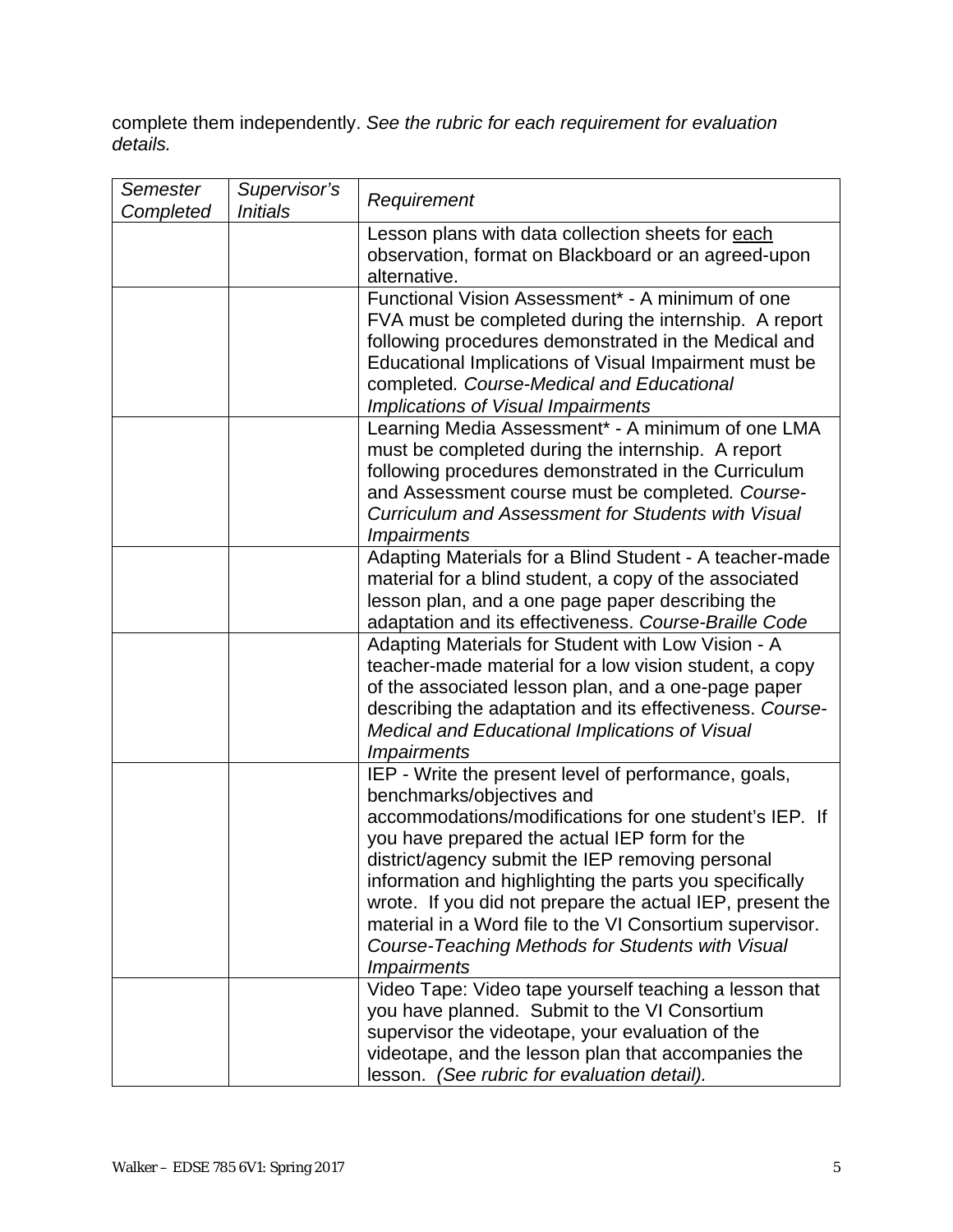complete them independently. *See the rubric for each requirement for evaluation details.*

| *Semester Completed* | *Supervisor's Initials* | *Requirement* |
|---|---|---|
| | | Lesson plans with data collection sheets for <u>each</u> observation, format on Blackboard or an agreed-upon alternative. |
| | | Functional Vision Assessment* - A minimum of one FVA must be completed during the internship. A report following procedures demonstrated in the Medical and Educational Implications of Visual Impairment must be completed*. Course-Medical and Educational Implications of Visual Impairments* |
| | | Learning Media Assessment* - A minimum of one LMA must be completed during the internship. A report following procedures demonstrated in the Curriculum and Assessment course must be completed*. Course-Curriculum and Assessment for Students with Visual Impairments* |
| | | Adapting Materials for a Blind Student - A teacher-made material for a blind student, a copy of the associated lesson plan, and a one page paper describing the adaptation and its effectiveness. *Course-Braille Code* |
| | | Adapting Materials for Student with Low Vision - A teacher-made material for a low vision student, a copy of the associated lesson plan, and a one-page paper describing the adaptation and its effectiveness. *Course-Medical and Educational Implications of Visual Impairments* |
| | | IEP - Write the present level of performance, goals, benchmarks/objectives and accommodations/modifications for one student's IEP. If you have prepared the actual IEP form for the district/agency submit the IEP removing personal information and highlighting the parts you specifically wrote. If you did not prepare the actual IEP, present the material in a Word file to the VI Consortium supervisor. *Course-Teaching Methods for Students with Visual Impairments* |
| | | Video Tape: Video tape yourself teaching a lesson that you have planned. Submit to the VI Consortium supervisor the videotape, your evaluation of the videotape, and the lesson plan that accompanies the lesson. *(See rubric for evaluation detail).* |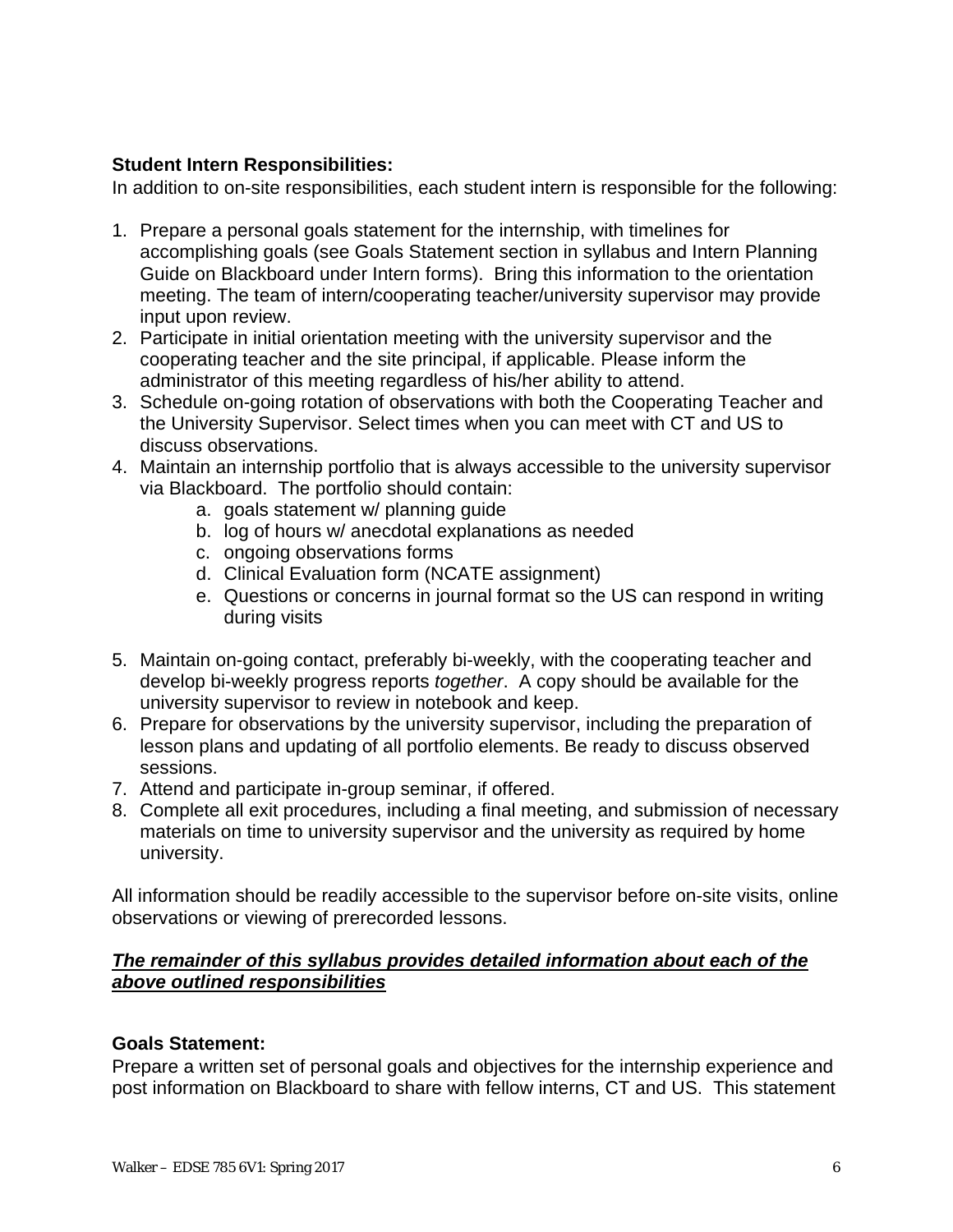**Student Intern Responsibilities:**

In addition to on-site responsibilities, each student intern is responsible for the following:

1. Prepare a personal goals statement for the internship, with timelines for accomplishing goals (see Goals Statement section in syllabus and Intern Planning Guide on Blackboard under Intern forms). Bring this information to the orientation meeting. The team of intern/cooperating teacher/university supervisor may provide input upon review.
2. Participate in initial orientation meeting with the university supervisor and the cooperating teacher and the site principal, if applicable. Please inform the administrator of this meeting regardless of his/her ability to attend.
3. Schedule on-going rotation of observations with both the Cooperating Teacher and the University Supervisor. Select times when you can meet with CT and US to discuss observations.
4. Maintain an internship portfolio that is always accessible to the university supervisor via Blackboard. The portfolio should contain:
    a. goals statement w/ planning guide
    b. log of hours w/ anecdotal explanations as needed
    c. ongoing observations forms
    d. Clinical Evaluation form (NCATE assignment)
    e. Questions or concerns in journal format so the US can respond in writing during visits
5. Maintain on-going contact, preferably bi-weekly, with the cooperating teacher and develop bi-weekly progress reports *together*. A copy should be available for the university supervisor to review in notebook and keep.
6. Prepare for observations by the university supervisor, including the preparation of lesson plans and updating of all portfolio elements. Be ready to discuss observed sessions.
7. Attend and participate in-group seminar, if offered.
8. Complete all exit procedures, including a final meeting, and submission of necessary materials on time to university supervisor and the university as required by home university.

All information should be readily accessible to the supervisor before on-site visits, online observations or viewing of prerecorded lessons.

***<u>The remainder of this syllabus provides detailed information about each of the above outlined responsibilities</u>***

**Goals Statement:**

Prepare a written set of personal goals and objectives for the internship experience and post information on Blackboard to share with fellow interns, CT and US. This statement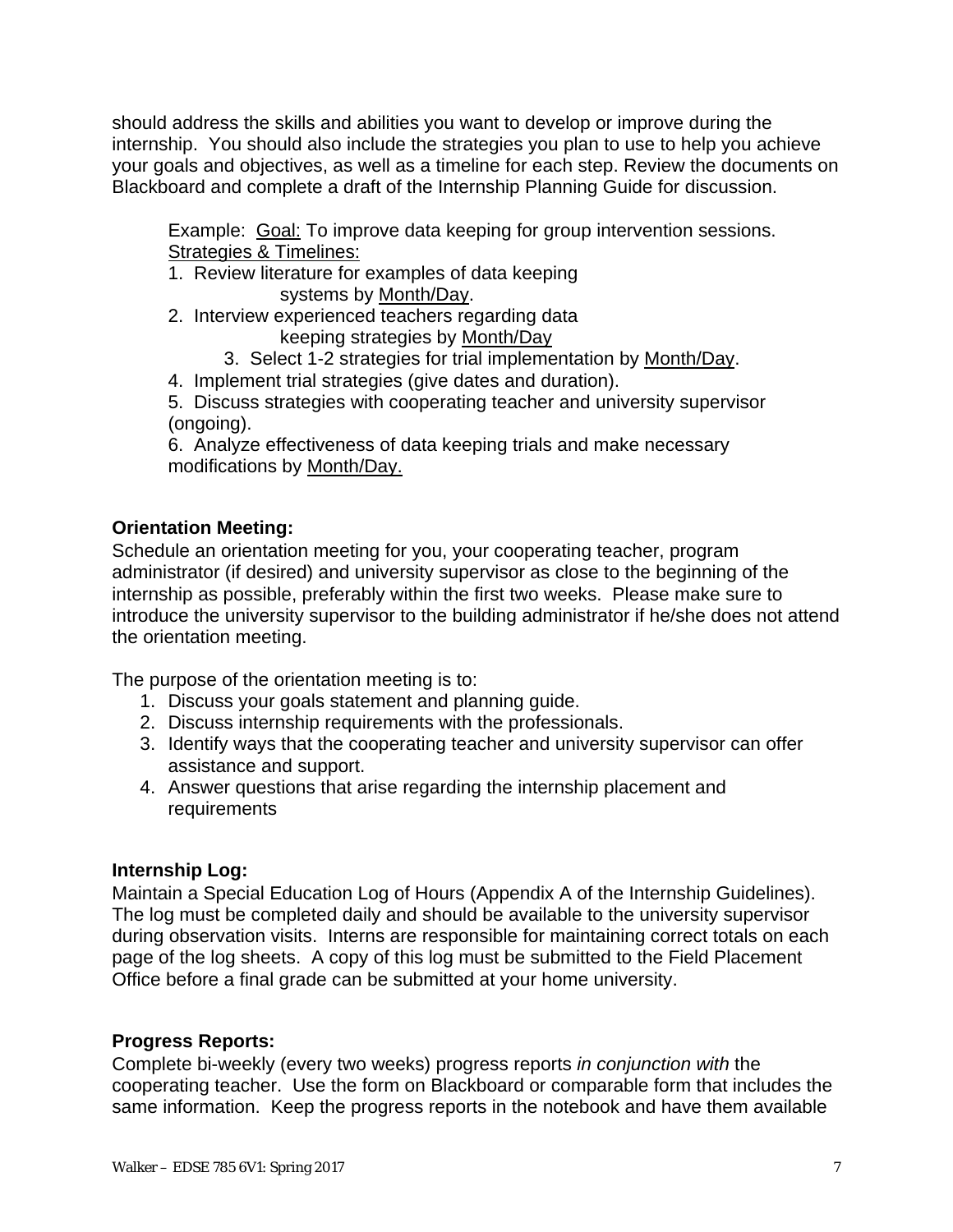should address the skills and abilities you want to develop or improve during the internship. You should also include the strategies you plan to use to help you achieve your goals and objectives, as well as a timeline for each step. Review the documents on Blackboard and complete a draft of the Internship Planning Guide for discussion.

> Example: Goal: To improve data keeping for group intervention sessions.
> Strategies & Timelines:
> 1. Review literature for examples of data keeping systems by Month/Day.
> 2. Interview experienced teachers regarding data keeping strategies by Month/Day
> 3. Select 1-2 strategies for trial implementation by Month/Day.
> 4. Implement trial strategies (give dates and duration).
> 5. Discuss strategies with cooperating teacher and university supervisor (ongoing).
> 6. Analyze effectiveness of data keeping trials and make necessary modifications by Month/Day.

**Orientation Meeting:**

Schedule an orientation meeting for you, your cooperating teacher, program administrator (if desired) and university supervisor as close to the beginning of the internship as possible, preferably within the first two weeks. Please make sure to introduce the university supervisor to the building administrator if he/she does not attend the orientation meeting.

The purpose of the orientation meeting is to:

1. Discuss your goals statement and planning guide.
2. Discuss internship requirements with the professionals.
3. Identify ways that the cooperating teacher and university supervisor can offer assistance and support.
4. Answer questions that arise regarding the internship placement and requirements

**Internship Log:**

Maintain a Special Education Log of Hours (Appendix A of the Internship Guidelines). The log must be completed daily and should be available to the university supervisor during observation visits. Interns are responsible for maintaining correct totals on each page of the log sheets. A copy of this log must be submitted to the Field Placement Office before a final grade can be submitted at your home university.

**Progress Reports:**

Complete bi-weekly (every two weeks) progress reports *in conjunction with* the cooperating teacher. Use the form on Blackboard or comparable form that includes the same information. Keep the progress reports in the notebook and have them available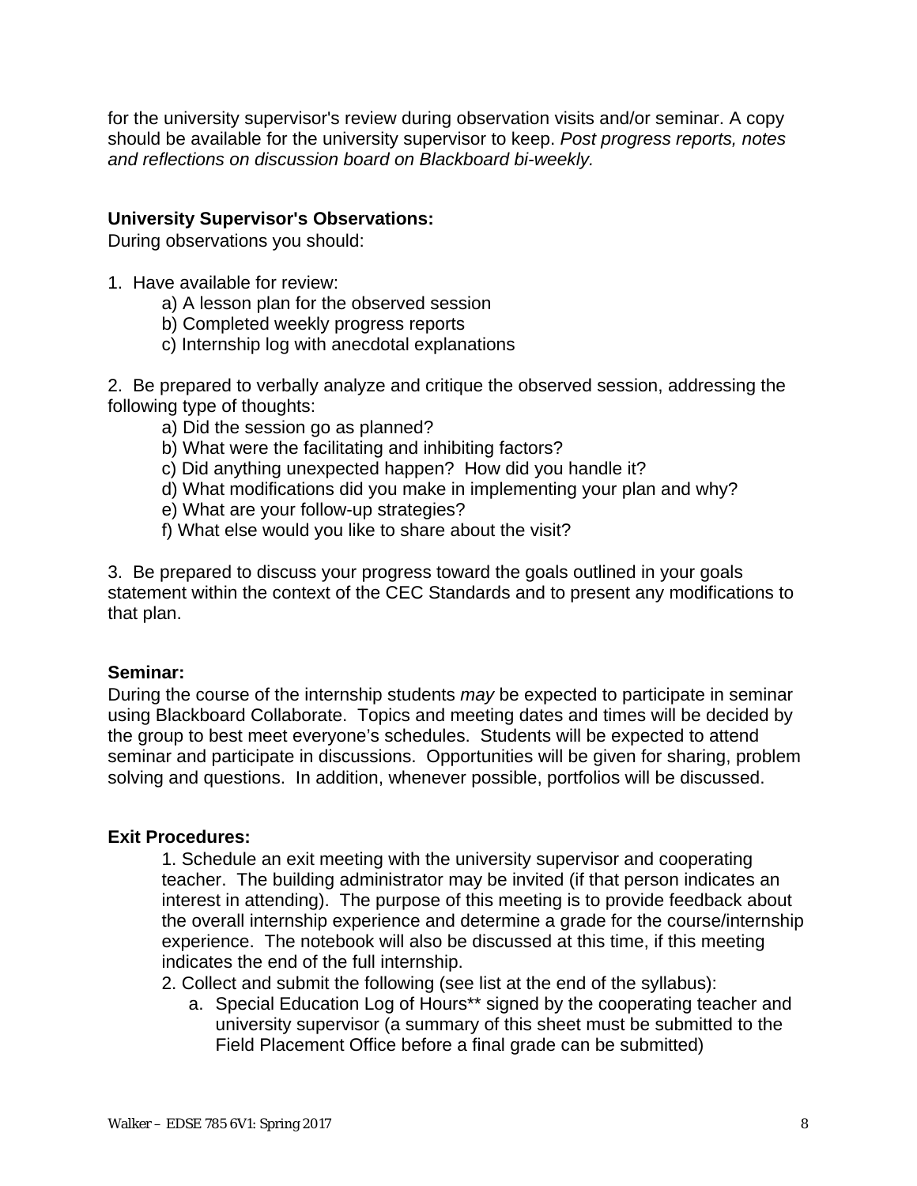for the university supervisor's review during observation visits and/or seminar. A copy should be available for the university supervisor to keep. *Post progress reports, notes and reflections on discussion board on Blackboard bi-weekly.*

**University Supervisor's Observations:**

During observations you should:

1. Have available for review:
   - a) A lesson plan for the observed session
   - b) Completed weekly progress reports
   - c) Internship log with anecdotal explanations

2. Be prepared to verbally analyze and critique the observed session, addressing the following type of thoughts:
   - a) Did the session go as planned?
   - b) What were the facilitating and inhibiting factors?
   - c) Did anything unexpected happen? How did you handle it?
   - d) What modifications did you make in implementing your plan and why?
   - e) What are your follow-up strategies?
   - f) What else would you like to share about the visit?

3. Be prepared to discuss your progress toward the goals outlined in your goals statement within the context of the CEC Standards and to present any modifications to that plan.

**Seminar:**

During the course of the internship students *may* be expected to participate in seminar using Blackboard Collaborate. Topics and meeting dates and times will be decided by the group to best meet everyone's schedules. Students will be expected to attend seminar and participate in discussions. Opportunities will be given for sharing, problem solving and questions. In addition, whenever possible, portfolios will be discussed.

**Exit Procedures:**

1. Schedule an exit meeting with the university supervisor and cooperating teacher. The building administrator may be invited (if that person indicates an interest in attending). The purpose of this meeting is to provide feedback about the overall internship experience and determine a grade for the course/internship experience. The notebook will also be discussed at this time, if this meeting indicates the end of the full internship.
2. Collect and submit the following (see list at the end of the syllabus):
   a. Special Education Log of Hours** signed by the cooperating teacher and university supervisor (a summary of this sheet must be submitted to the Field Placement Office before a final grade can be submitted)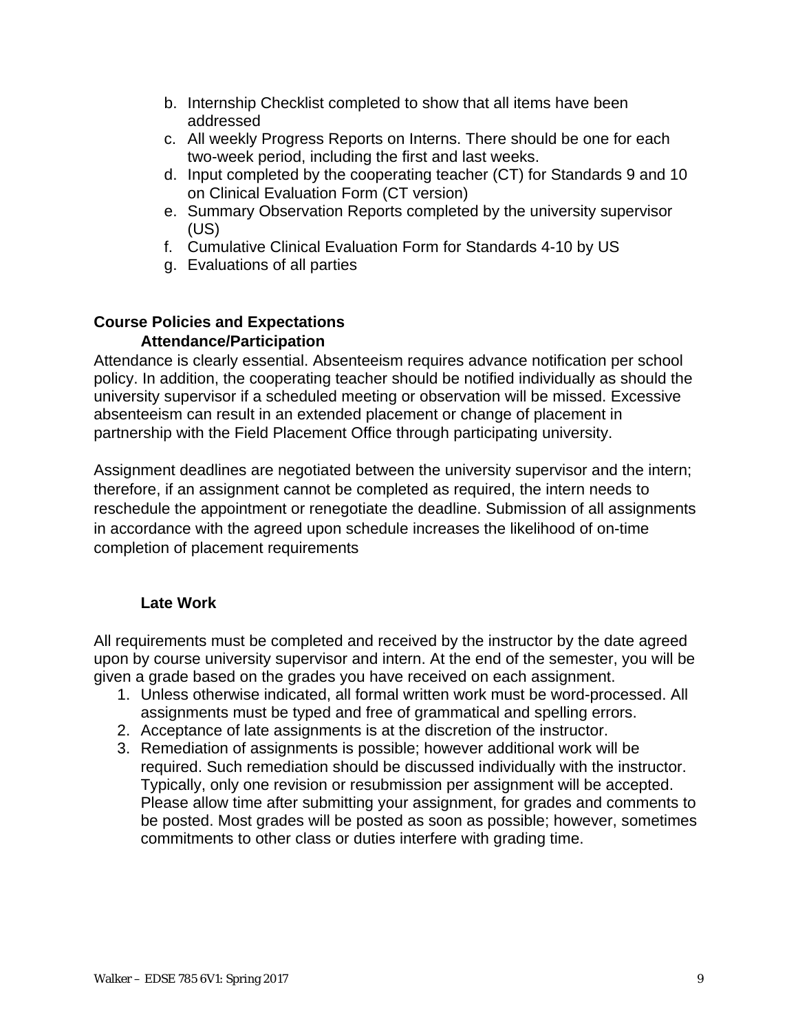b. Internship Checklist completed to show that all items have been addressed
c. All weekly Progress Reports on Interns. There should be one for each two-week period, including the first and last weeks.
d. Input completed by the cooperating teacher (CT) for Standards 9 and 10 on Clinical Evaluation Form (CT version)
e. Summary Observation Reports completed by the university supervisor (US)
f. Cumulative Clinical Evaluation Form for Standards 4-10 by US
g. Evaluations of all parties

## Course Policies and Expectations

### Attendance/Participation

Attendance is clearly essential. Absenteeism requires advance notification per school policy. In addition, the cooperating teacher should be notified individually as should the university supervisor if a scheduled meeting or observation will be missed. Excessive absenteeism can result in an extended placement or change of placement in partnership with the Field Placement Office through participating university.

Assignment deadlines are negotiated between the university supervisor and the intern; therefore, if an assignment cannot be completed as required, the intern needs to reschedule the appointment or renegotiate the deadline. Submission of all assignments in accordance with the agreed upon schedule increases the likelihood of on-time completion of placement requirements

### Late Work

All requirements must be completed and received by the instructor by the date agreed upon by course university supervisor and intern. At the end of the semester, you will be given a grade based on the grades you have received on each assignment.

1. Unless otherwise indicated, all formal written work must be word-processed. All assignments must be typed and free of grammatical and spelling errors.
2. Acceptance of late assignments is at the discretion of the instructor.
3. Remediation of assignments is possible; however additional work will be required. Such remediation should be discussed individually with the instructor. Typically, only one revision or resubmission per assignment will be accepted. Please allow time after submitting your assignment, for grades and comments to be posted. Most grades will be posted as soon as possible; however, sometimes commitments to other class or duties interfere with grading time.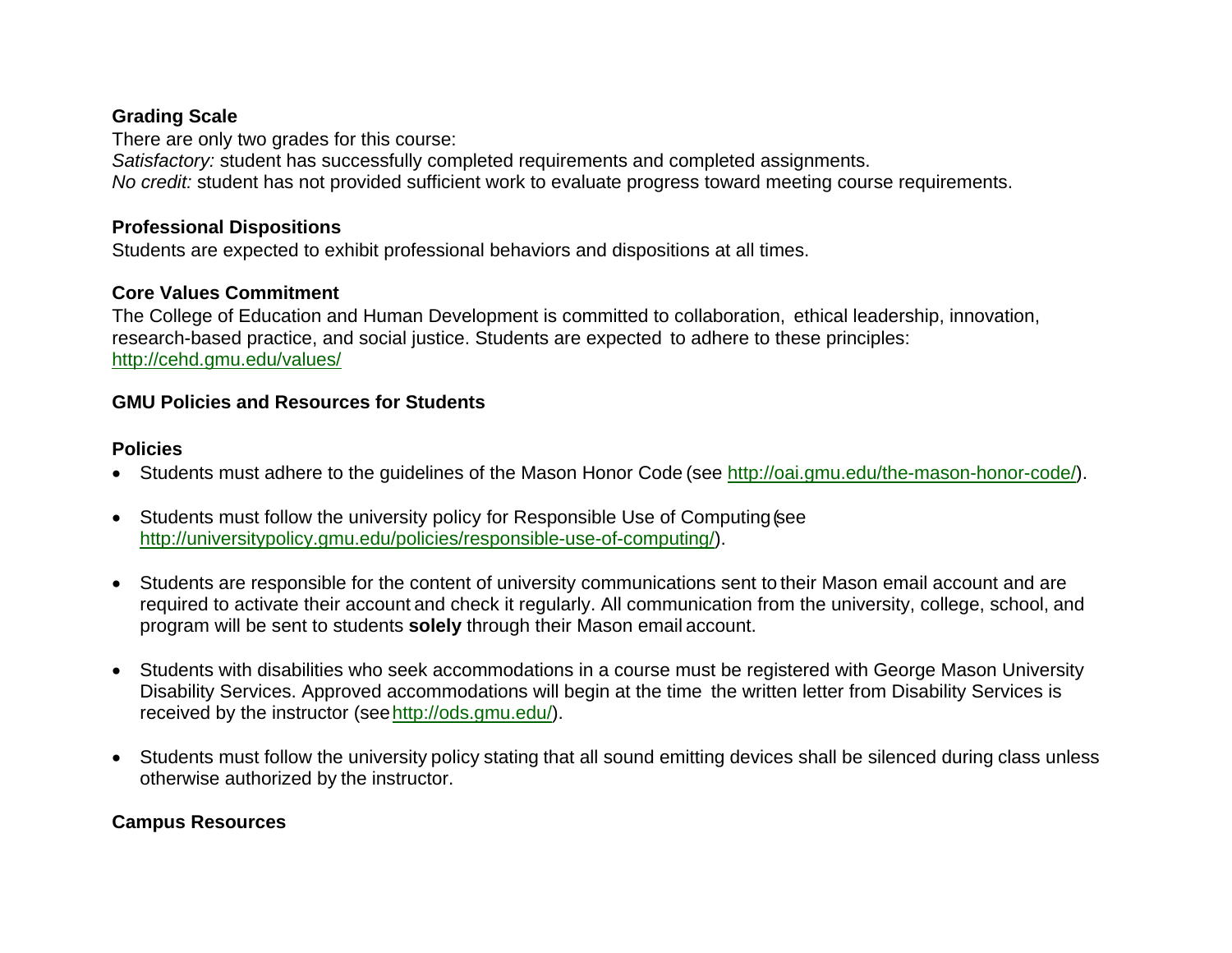**Grading Scale**

There are only two grades for this course:
*Satisfactory:* student has successfully completed requirements and completed assignments.
*No credit:* student has not provided sufficient work to evaluate progress toward meeting course requirements.

**Professional Dispositions**

Students are expected to exhibit professional behaviors and dispositions at all times.

**Core Values Commitment**

The College of Education and Human Development is committed to collaboration, ethical leadership, innovation, research-based practice, and social justice. Students are expected to adhere to these principles: http://cehd.gmu.edu/values/

**GMU Policies and Resources for Students**

**Policies**

- Students must adhere to the guidelines of the Mason Honor Code (see http://oai.gmu.edu/the-mason-honor-code/).
- Students must follow the university policy for Responsible Use of Computing (see http://universitypolicy.gmu.edu/policies/responsible-use-of-computing/).
- Students are responsible for the content of university communications sent to their Mason email account and are required to activate their account and check it regularly. All communication from the university, college, school, and program will be sent to students **solely** through their Mason email account.
- Students with disabilities who seek accommodations in a course must be registered with George Mason University Disability Services. Approved accommodations will begin at the time the written letter from Disability Services is received by the instructor (see http://ods.gmu.edu/).
- Students must follow the university policy stating that all sound emitting devices shall be silenced during class unless otherwise authorized by the instructor.

**Campus Resources**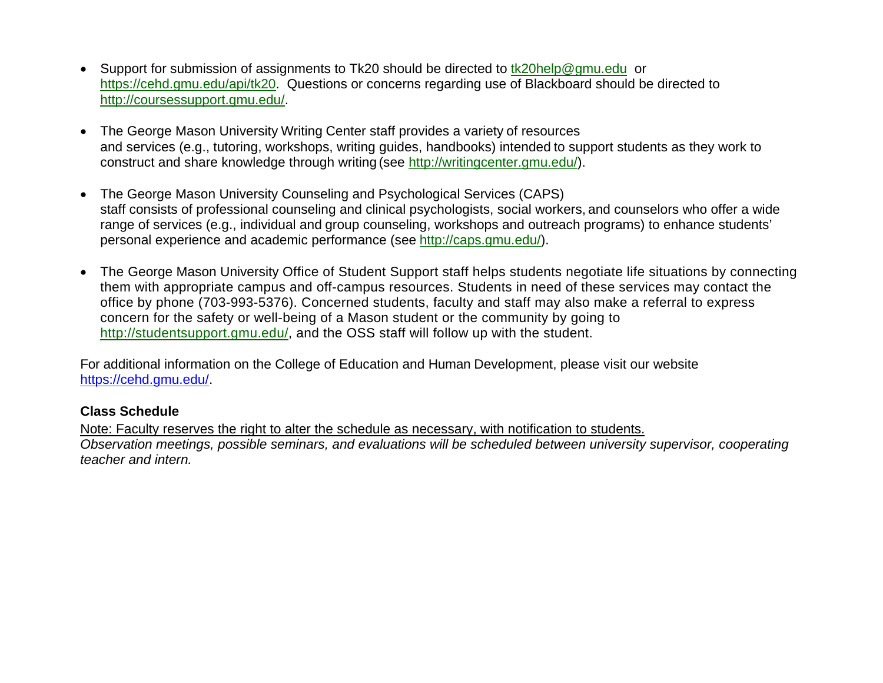- Support for submission of assignments to Tk20 should be directed to tk20help@gmu.edu or https://cehd.gmu.edu/api/tk20. Questions or concerns regarding use of Blackboard should be directed to http://coursessupport.gmu.edu/.

- The George Mason University Writing Center staff provides a variety of resources and services (e.g., tutoring, workshops, writing guides, handbooks) intended to support students as they work to construct and share knowledge through writing (see http://writingcenter.gmu.edu/).

- The George Mason University Counseling and Psychological Services (CAPS) staff consists of professional counseling and clinical psychologists, social workers, and counselors who offer a wide range of services (e.g., individual and group counseling, workshops and outreach programs) to enhance students' personal experience and academic performance (see http://caps.gmu.edu/).

- The George Mason University Office of Student Support staff helps students negotiate life situations by connecting them with appropriate campus and off-campus resources. Students in need of these services may contact the office by phone (703-993-5376). Concerned students, faculty and staff may also make a referral to express concern for the safety or well-being of a Mason student or the community by going to http://studentsupport.gmu.edu/, and the OSS staff will follow up with the student.

For additional information on the College of Education and Human Development, please visit our website https://cehd.gmu.edu/.

**Class Schedule**

Note: Faculty reserves the right to alter the schedule as necessary, with notification to students.
*Observation meetings, possible seminars, and evaluations will be scheduled between university supervisor, cooperating teacher and intern.*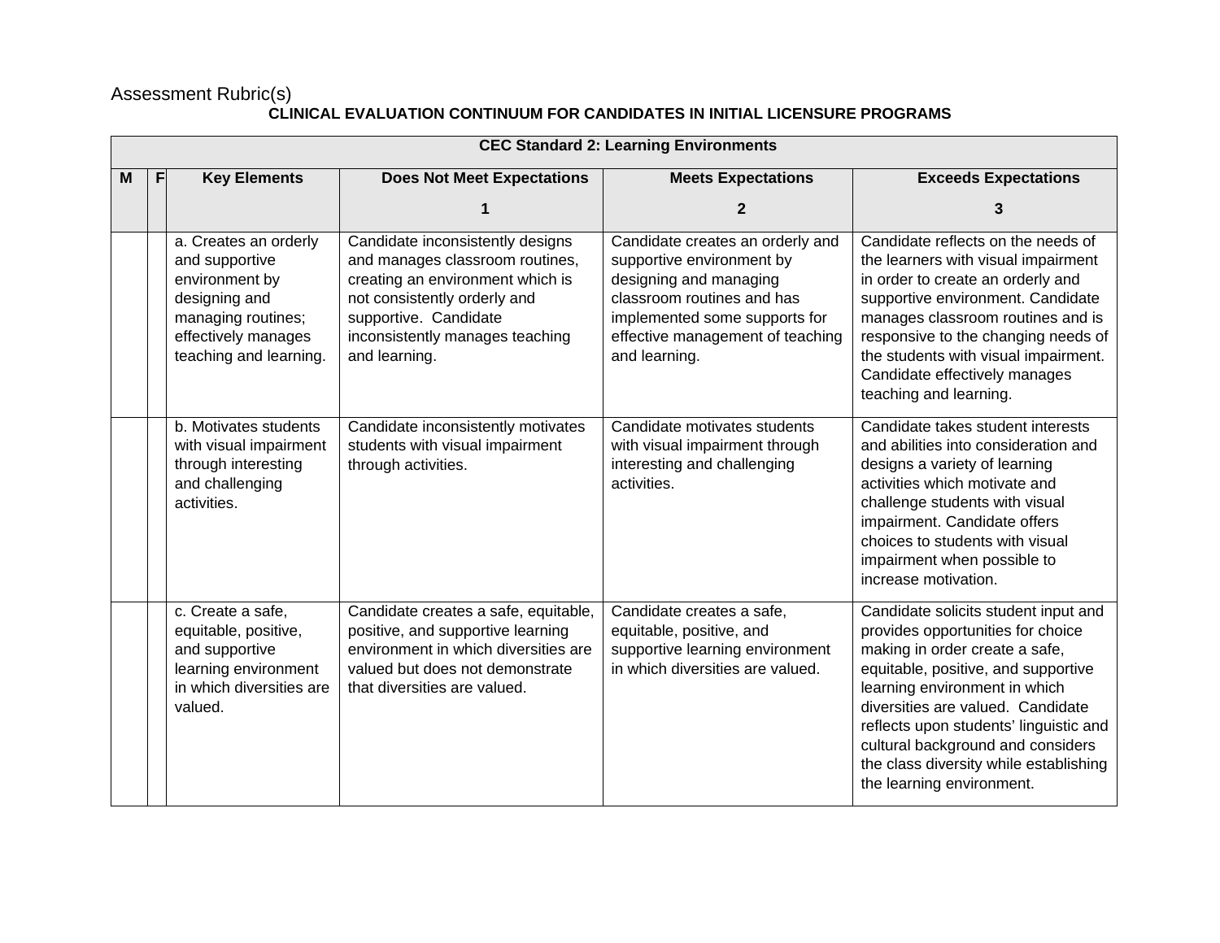Assessment Rubric(s)

**CLINICAL EVALUATION CONTINUUM FOR CANDIDATES IN INITIAL LICENSURE PROGRAMS**

| **CEC Standard 2: Learning Environments** | | | | | |
|---|---|---|---|---|---|
| **M** | **F** | **Key Elements** | **Does Not Meet Expectations**<br><br>**1** | **Meets Expectations**<br><br>**2** | **Exceeds Expectations**<br><br>**3** |
| | | a. Creates an orderly and supportive environment by designing and managing routines; effectively manages teaching and learning. | Candidate inconsistently designs and manages classroom routines, creating an environment which is not consistently orderly and supportive. Candidate inconsistently manages teaching and learning. | Candidate creates an orderly and supportive environment by designing and managing classroom routines and has implemented some supports for effective management of teaching and learning. | Candidate reflects on the needs of the learners with visual impairment in order to create an orderly and supportive environment. Candidate manages classroom routines and is responsive to the changing needs of the students with visual impairment. Candidate effectively manages teaching and learning. |
| | | b. Motivates students with visual impairment through interesting and challenging activities. | Candidate inconsistently motivates students with visual impairment through activities. | Candidate motivates students with visual impairment through interesting and challenging activities. | Candidate takes student interests and abilities into consideration and designs a variety of learning activities which motivate and challenge students with visual impairment. Candidate offers choices to students with visual impairment when possible to increase motivation. |
| | | c. Create a safe, equitable, positive, and supportive learning environment in which diversities are valued. | Candidate creates a safe, equitable, positive, and supportive learning environment in which diversities are valued but does not demonstrate that diversities are valued. | Candidate creates a safe, equitable, positive, and supportive learning environment in which diversities are valued. | Candidate solicits student input and provides opportunities for choice making in order create a safe, equitable, positive, and supportive learning environment in which diversities are valued. Candidate reflects upon students' linguistic and cultural background and considers the class diversity while establishing the learning environment. |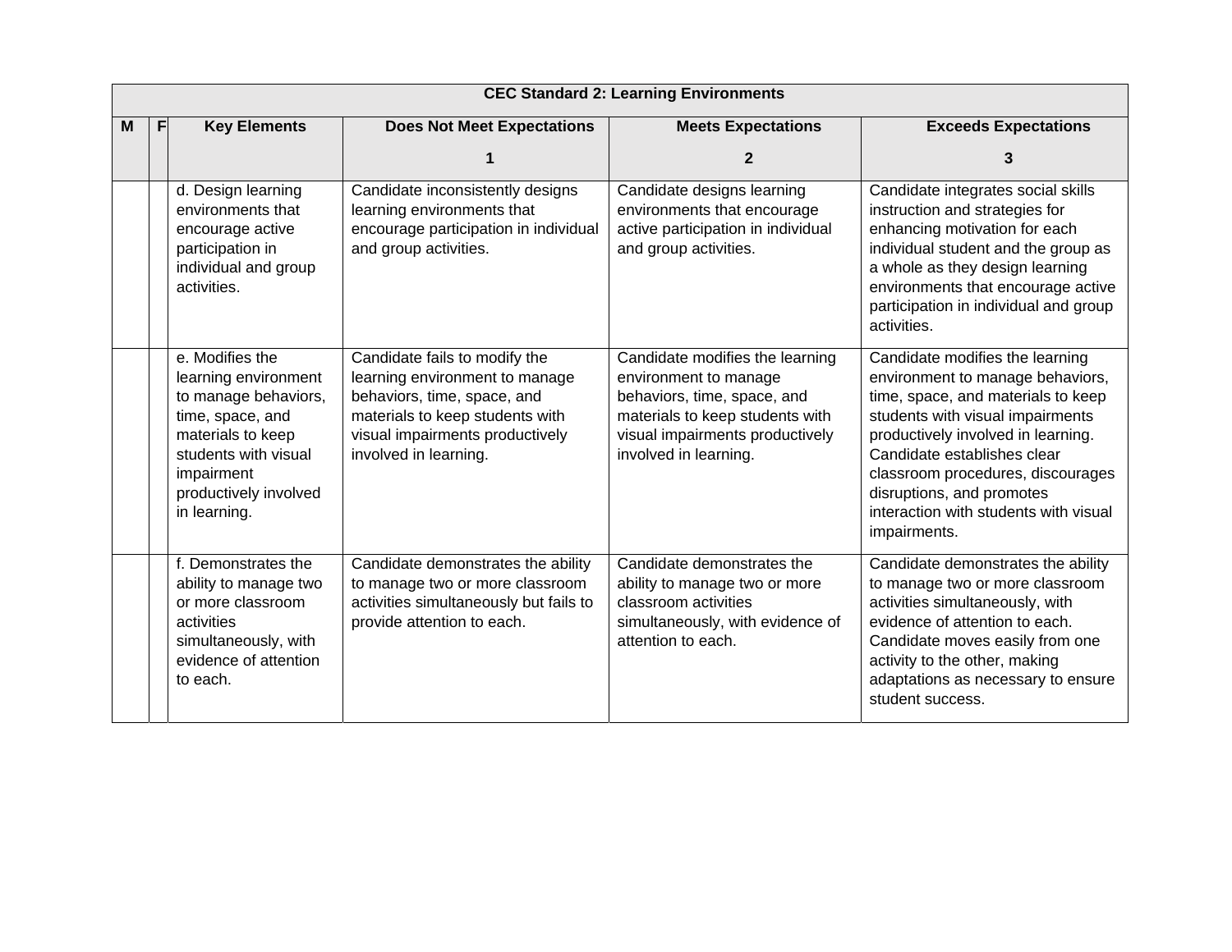| CEC Standard 2: Learning Environments | | | | | |
|---|---|---|---|---|---|
| **M** | **F** | **Key Elements** | **Does Not Meet Expectations**<br>**1** | **Meets Expectations**<br>**2** | **Exceeds Expectations**<br>**3** |
| | | d. Design learning environments that encourage active participation in individual and group activities. | Candidate inconsistently designs learning environments that encourage participation in individual and group activities. | Candidate designs learning environments that encourage active participation in individual and group activities. | Candidate integrates social skills instruction and strategies for enhancing motivation for each individual student and the group as a whole as they design learning environments that encourage active participation in individual and group activities. |
| | | e. Modifies the learning environment to manage behaviors, time, space, and materials to keep students with visual impairment productively involved in learning. | Candidate fails to modify the learning environment to manage behaviors, time, space, and materials to keep students with visual impairments productively involved in learning. | Candidate modifies the learning environment to manage behaviors, time, space, and materials to keep students with visual impairments productively involved in learning. | Candidate modifies the learning environment to manage behaviors, time, space, and materials to keep students with visual impairments productively involved in learning. Candidate establishes clear classroom procedures, discourages disruptions, and promotes interaction with students with visual impairments. |
| | | f. Demonstrates the ability to manage two or more classroom activities simultaneously, with evidence of attention to each. | Candidate demonstrates the ability to manage two or more classroom activities simultaneously but fails to provide attention to each. | Candidate demonstrates the ability to manage two or more classroom activities simultaneously, with evidence of attention to each. | Candidate demonstrates the ability to manage two or more classroom activities simultaneously, with evidence of attention to each. Candidate moves easily from one activity to the other, making adaptations as necessary to ensure student success. |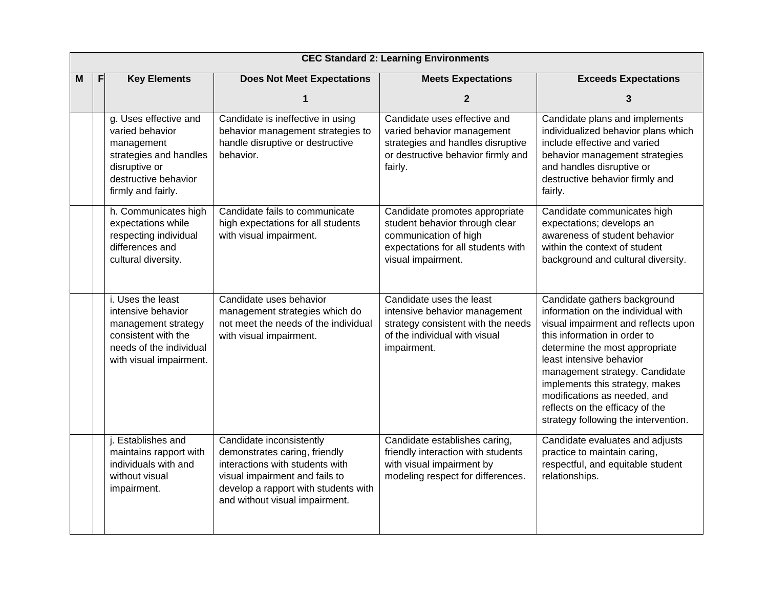| CEC Standard 2: Learning Environments | | | | | |
|---|---|---|---|---|---|
| M | F | Key Elements | Does Not Meet Expectations<br><br>1 | Meets Expectations<br><br>2 | Exceeds Expectations<br><br>3 |
| | | g. Uses effective and varied behavior management strategies and handles disruptive or destructive behavior firmly and fairly. | Candidate is ineffective in using behavior management strategies to handle disruptive or destructive behavior. | Candidate uses effective and varied behavior management strategies and handles disruptive or destructive behavior firmly and fairly. | Candidate plans and implements individualized behavior plans which include effective and varied behavior management strategies and handles disruptive or destructive behavior firmly and fairly. |
| | | h. Communicates high expectations while respecting individual differences and cultural diversity. | Candidate fails to communicate high expectations for all students with visual impairment. | Candidate promotes appropriate student behavior through clear communication of high expectations for all students with visual impairment. | Candidate communicates high expectations; develops an awareness of student behavior within the context of student background and cultural diversity. |
| | | i. Uses the least intensive behavior management strategy consistent with the needs of the individual with visual impairment. | Candidate uses behavior management strategies which do not meet the needs of the individual with visual impairment. | Candidate uses the least intensive behavior management strategy consistent with the needs of the individual with visual impairment. | Candidate gathers background information on the individual with visual impairment and reflects upon this information in order to determine the most appropriate least intensive behavior management strategy. Candidate implements this strategy, makes modifications as needed, and reflects on the efficacy of the strategy following the intervention. |
| | | j. Establishes and maintains rapport with individuals with and without visual impairment. | Candidate inconsistently demonstrates caring, friendly interactions with students with visual impairment and fails to develop a rapport with students with and without visual impairment. | Candidate establishes caring, friendly interaction with students with visual impairment by modeling respect for differences. | Candidate evaluates and adjusts practice to maintain caring, respectful, and equitable student relationships. |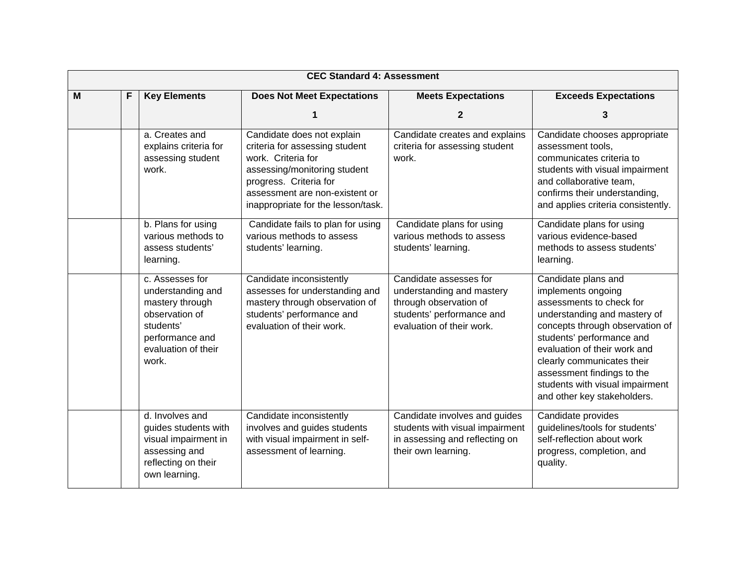| CEC Standard 4: Assessment | | | | | |
|---|---|---|---|---|---|
| **M** | **F** | **Key Elements** | **Does Not Meet Expectations** 1 | **Meets Expectations** 2 | **Exceeds Expectations** 3 |
| | | a. Creates and explains criteria for assessing student work. | Candidate does not explain criteria for assessing student work. Criteria for assessing/monitoring student progress. Criteria for assessment are non-existent or inappropriate for the lesson/task. | Candidate creates and explains criteria for assessing student work. | Candidate chooses appropriate assessment tools, communicates criteria to students with visual impairment and collaborative team, confirms their understanding, and applies criteria consistently. |
| | | b. Plans for using various methods to assess students' learning. | Candidate fails to plan for using various methods to assess students' learning. | Candidate plans for using various methods to assess students' learning. | Candidate plans for using various evidence-based methods to assess students' learning. |
| | | c. Assesses for understanding and mastery through observation of students' performance and evaluation of their work. | Candidate inconsistently assesses for understanding and mastery through observation of students' performance and evaluation of their work. | Candidate assesses for understanding and mastery through observation of students' performance and evaluation of their work. | Candidate plans and implements ongoing assessments to check for understanding and mastery of concepts through observation of students' performance and evaluation of their work and clearly communicates their assessment findings to the students with visual impairment and other key stakeholders. |
| | | d. Involves and guides students with visual impairment in assessing and reflecting on their own learning. | Candidate inconsistently involves and guides students with visual impairment in self-assessment of learning. | Candidate involves and guides students with visual impairment in assessing and reflecting on their own learning. | Candidate provides guidelines/tools for students' self-reflection about work progress, completion, and quality. |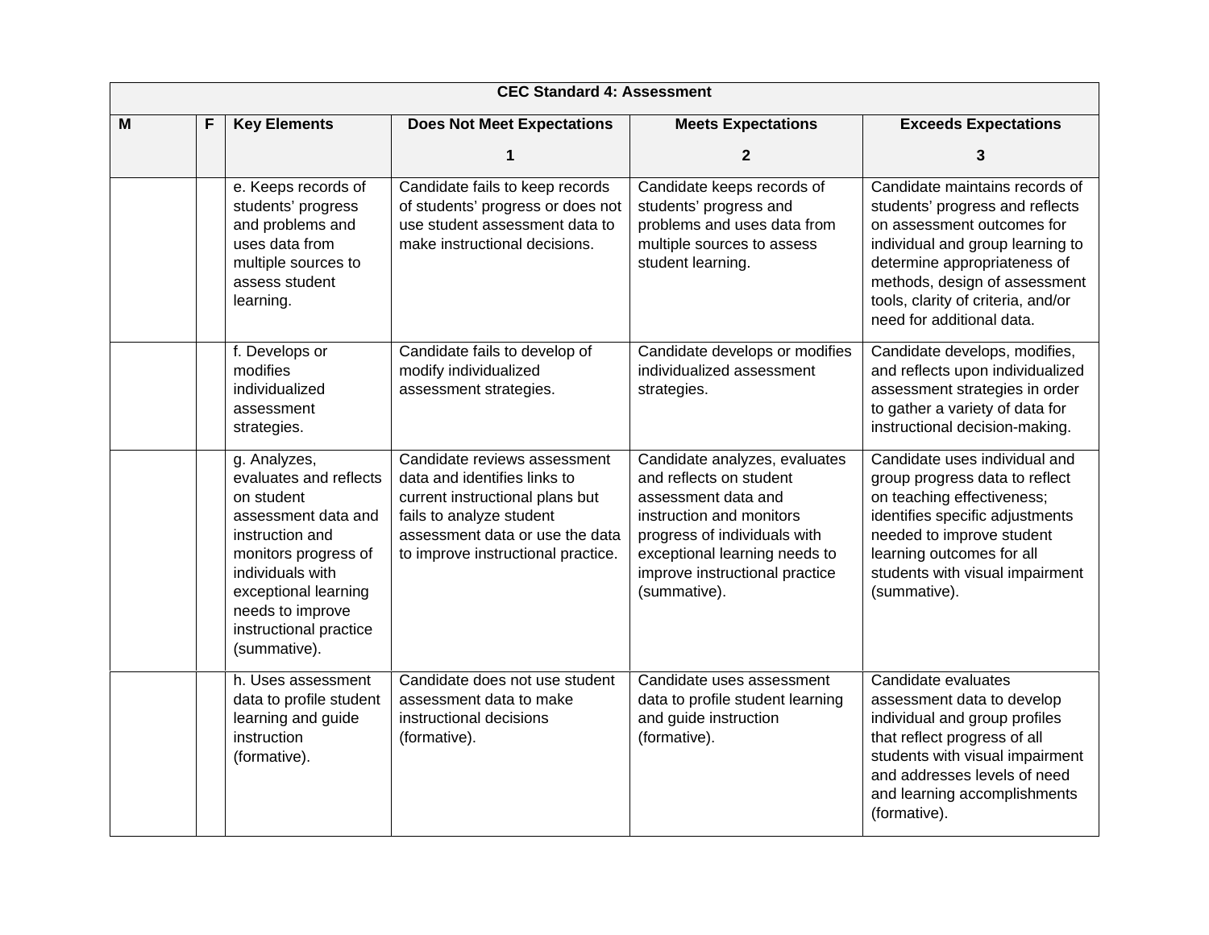| CEC Standard 4: Assessment | | | | | |
|---|---|---|---|---|---|
| **M** | **F** | **Key Elements** | **Does Not Meet Expectations**<br><br>**1** | **Meets Expectations**<br><br>**2** | **Exceeds Expectations**<br><br>**3** |
| | | e. Keeps records of students' progress and problems and uses data from multiple sources to assess student learning. | Candidate fails to keep records of students' progress or does not use student assessment data to make instructional decisions. | Candidate keeps records of students' progress and problems and uses data from multiple sources to assess student learning. | Candidate maintains records of students' progress and reflects on assessment outcomes for individual and group learning to determine appropriateness of methods, design of assessment tools, clarity of criteria, and/or need for additional data. |
| | | f. Develops or modifies individualized assessment strategies. | Candidate fails to develop of modify individualized assessment strategies. | Candidate develops or modifies individualized assessment strategies. | Candidate develops, modifies, and reflects upon individualized assessment strategies in order to gather a variety of data for instructional decision-making. |
| | | g. Analyzes, evaluates and reflects on student assessment data and instruction and monitors progress of individuals with exceptional learning needs to improve instructional practice (summative). | Candidate reviews assessment data and identifies links to current instructional plans but fails to analyze student assessment data or use the data to improve instructional practice. | Candidate analyzes, evaluates and reflects on student assessment data and instruction and monitors progress of individuals with exceptional learning needs to improve instructional practice (summative). | Candidate uses individual and group progress data to reflect on teaching effectiveness; identifies specific adjustments needed to improve student learning outcomes for all students with visual impairment (summative). |
| | | h. Uses assessment data to profile student learning and guide instruction (formative). | Candidate does not use student assessment data to make instructional decisions (formative). | Candidate uses assessment data to profile student learning and guide instruction (formative). | Candidate evaluates assessment data to develop individual and group profiles that reflect progress of all students with visual impairment and addresses levels of need and learning accomplishments (formative). |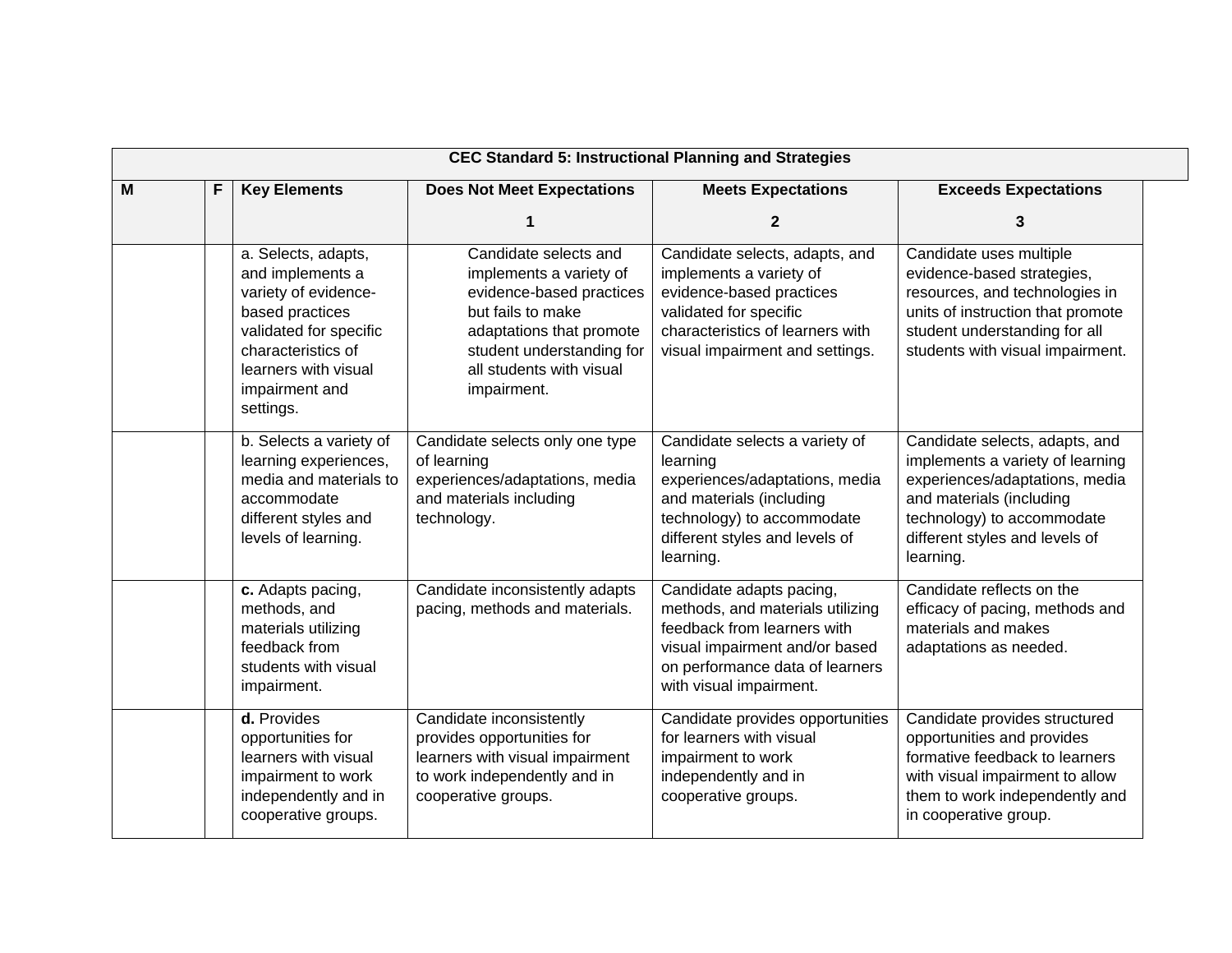| CEC Standard 5: Instructional Planning and Strategies | | | | | |
|---|---|---|---|---|---|
| **M** | **F** | **Key Elements** | **Does Not Meet Expectations**<br><br>**1** | **Meets Expectations**<br><br>**2** | **Exceeds Expectations**<br><br>**3** |
| | | a. Selects, adapts, and implements a variety of evidence-based practices validated for specific characteristics of learners with visual impairment and settings. | Candidate selects and implements a variety of evidence-based practices but fails to make adaptations that promote student understanding for all students with visual impairment. | Candidate selects, adapts, and implements a variety of evidence-based practices validated for specific characteristics of learners with visual impairment and settings. | Candidate uses multiple evidence-based strategies, resources, and technologies in units of instruction that promote student understanding for all students with visual impairment. |
| | | b. Selects a variety of learning experiences, media and materials to accommodate different styles and levels of learning. | Candidate selects only one type of learning experiences/adaptations, media and materials including technology. | Candidate selects a variety of learning experiences/adaptations, media and materials (including technology) to accommodate different styles and levels of learning. | Candidate selects, adapts, and implements a variety of learning experiences/adaptations, media and materials (including technology) to accommodate different styles and levels of learning. |
| | | **c.** Adapts pacing, methods, and materials utilizing feedback from students with visual impairment. | Candidate inconsistently adapts pacing, methods and materials. | Candidate adapts pacing, methods, and materials utilizing feedback from learners with visual impairment and/or based on performance data of learners with visual impairment. | Candidate reflects on the efficacy of pacing, methods and materials and makes adaptations as needed. |
| | | **d.** Provides opportunities for learners with visual impairment to work independently and in cooperative groups. | Candidate inconsistently provides opportunities for learners with visual impairment to work independently and in cooperative groups. | Candidate provides opportunities for learners with visual impairment to work independently and in cooperative groups. | Candidate provides structured opportunities and provides formative feedback to learners with visual impairment to allow them to work independently and in cooperative group. |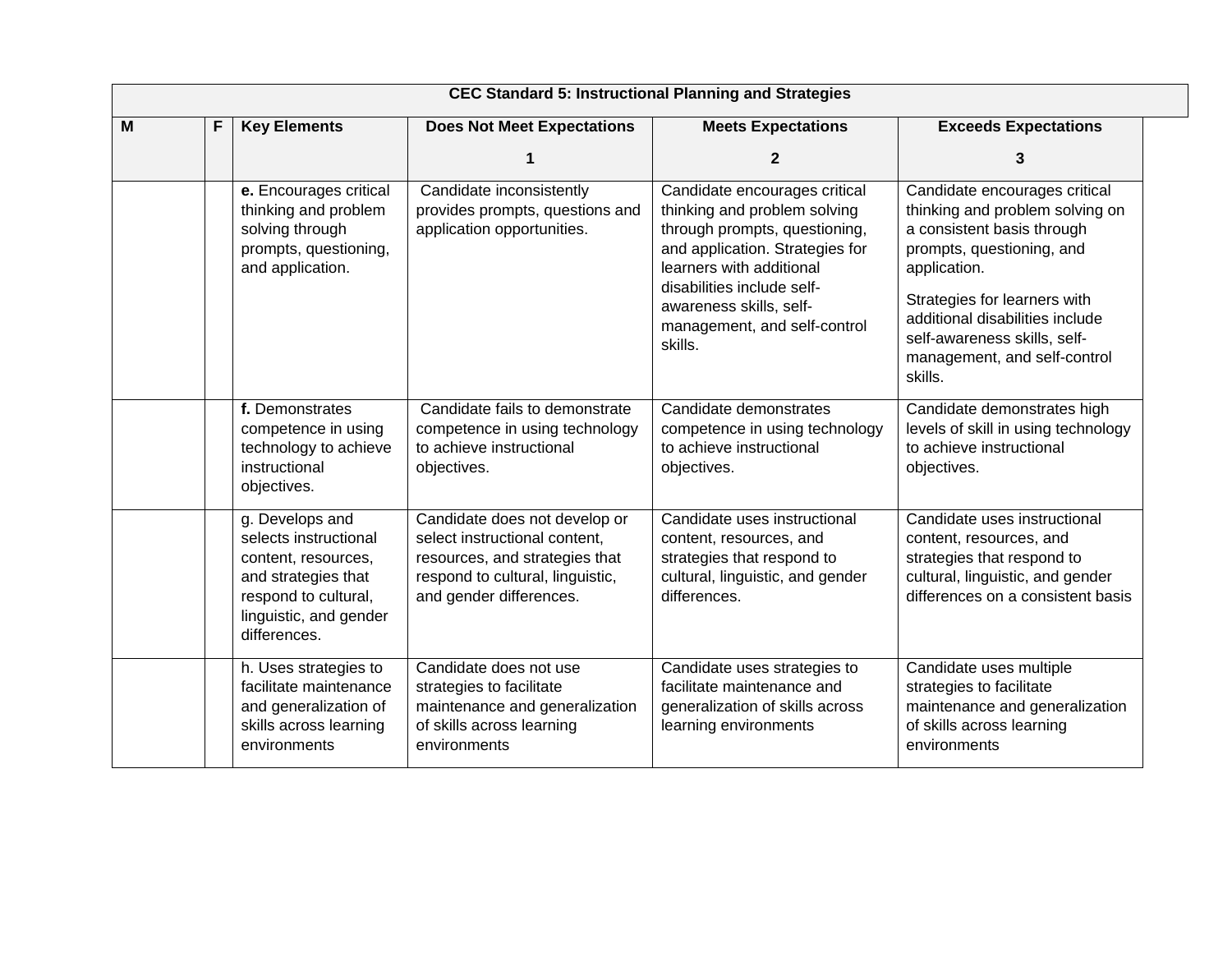| CEC Standard 5: Instructional Planning and Strategies | | | | | |
|---|---|---|---|---|---|
| **M** | **F** | **Key Elements** | **Does Not Meet Expectations**<br><br>**1** | **Meets Expectations**<br><br>**2** | **Exceeds Expectations**<br><br>**3** |
| | | **e.** Encourages critical thinking and problem solving through prompts, questioning, and application. | Candidate inconsistently provides prompts, questions and application opportunities. | Candidate encourages critical thinking and problem solving through prompts, questioning, and application. Strategies for learners with additional disabilities include self-awareness skills, self-management, and self-control skills. | Candidate encourages critical thinking and problem solving on a consistent basis through prompts, questioning, and application.<br><br>Strategies for learners with additional disabilities include self-awareness skills, self-management, and self-control skills. |
| | | **f.** Demonstrates competence in using technology to achieve instructional objectives. | Candidate fails to demonstrate competence in using technology to achieve instructional objectives. | Candidate demonstrates competence in using technology to achieve instructional objectives. | Candidate demonstrates high levels of skill in using technology to achieve instructional objectives. |
| | | g. Develops and selects instructional content, resources, and strategies that respond to cultural, linguistic, and gender differences. | Candidate does not develop or select instructional content, resources, and strategies that respond to cultural, linguistic, and gender differences. | Candidate uses instructional content, resources, and strategies that respond to cultural, linguistic, and gender differences. | Candidate uses instructional content, resources, and strategies that respond to cultural, linguistic, and gender differences on a consistent basis |
| | | h. Uses strategies to facilitate maintenance and generalization of skills across learning environments | Candidate does not use strategies to facilitate maintenance and generalization of skills across learning environments | Candidate uses strategies to facilitate maintenance and generalization of skills across learning environments | Candidate uses multiple strategies to facilitate maintenance and generalization of skills across learning environments |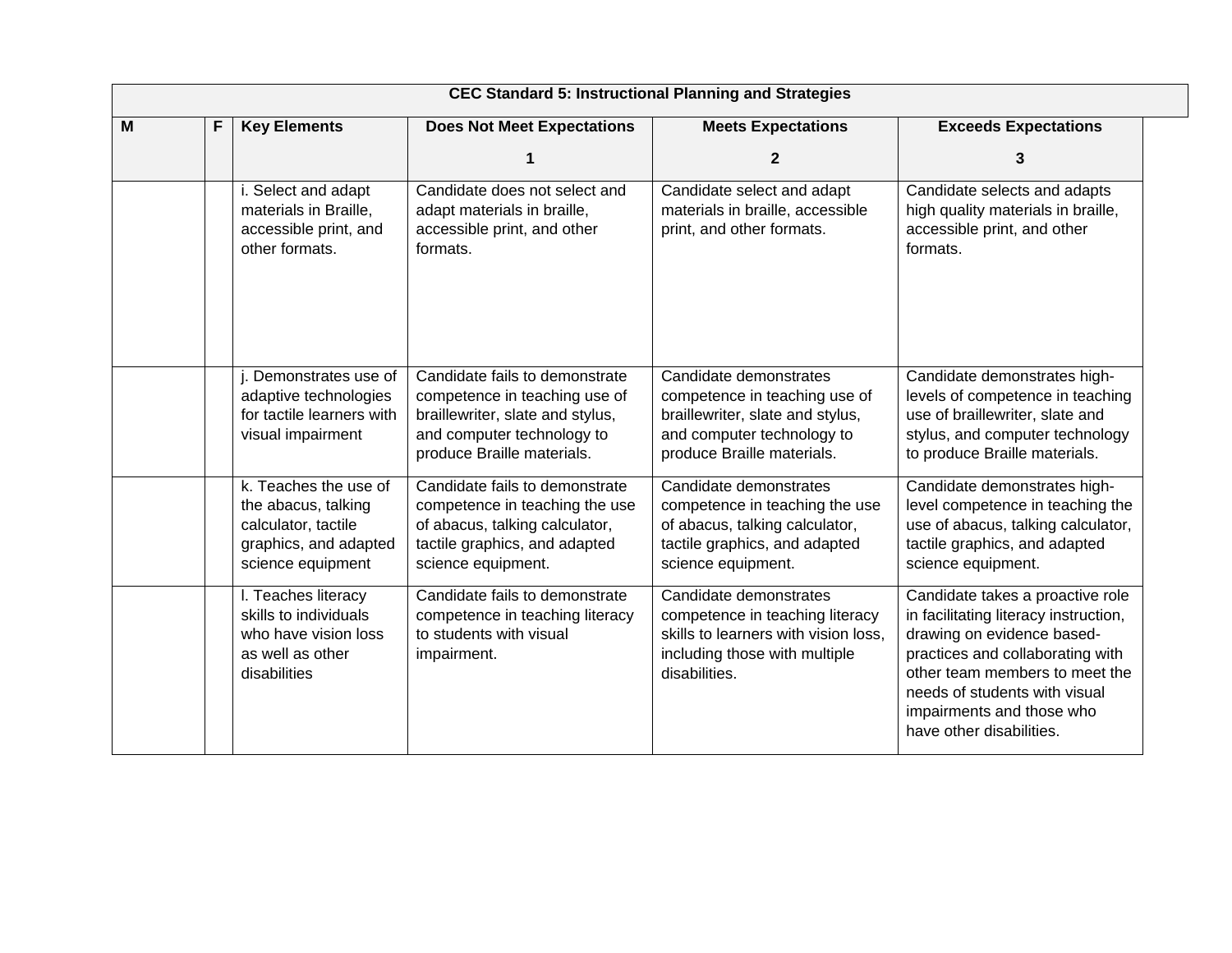| CEC Standard 5: Instructional Planning and Strategies | | | | | |
|---|---|---|---|---|---|
| **M** | **F** | **Key Elements** | **Does Not Meet Expectations**<br><br>**1** | **Meets Expectations**<br><br>**2** | **Exceeds Expectations**<br><br>**3** |
| | | i. Select and adapt materials in Braille, accessible print, and other formats. | Candidate does not select and adapt materials in braille, accessible print, and other formats. | Candidate select and adapt materials in braille, accessible print, and other formats. | Candidate selects and adapts high quality materials in braille, accessible print, and other formats. |
| | | j. Demonstrates use of adaptive technologies for tactile learners with visual impairment | Candidate fails to demonstrate competence in teaching use of braillewriter, slate and stylus, and computer technology to produce Braille materials. | Candidate demonstrates competence in teaching use of braillewriter, slate and stylus, and computer technology to produce Braille materials. | Candidate demonstrates high-levels of competence in teaching use of braillewriter, slate and stylus, and computer technology to produce Braille materials. |
| | | k. Teaches the use of the abacus, talking calculator, tactile graphics, and adapted science equipment | Candidate fails to demonstrate competence in teaching the use of abacus, talking calculator, tactile graphics, and adapted science equipment. | Candidate demonstrates competence in teaching the use of abacus, talking calculator, tactile graphics, and adapted science equipment. | Candidate demonstrates high-level competence in teaching the use of abacus, talking calculator, tactile graphics, and adapted science equipment. |
| | | l. Teaches literacy skills to individuals who have vision loss as well as other disabilities | Candidate fails to demonstrate competence in teaching literacy to students with visual impairment. | Candidate demonstrates competence in teaching literacy skills to learners with vision loss, including those with multiple disabilities. | Candidate takes a proactive role in facilitating literacy instruction, drawing on evidence based-practices and collaborating with other team members to meet the needs of students with visual impairments and those who have other disabilities. |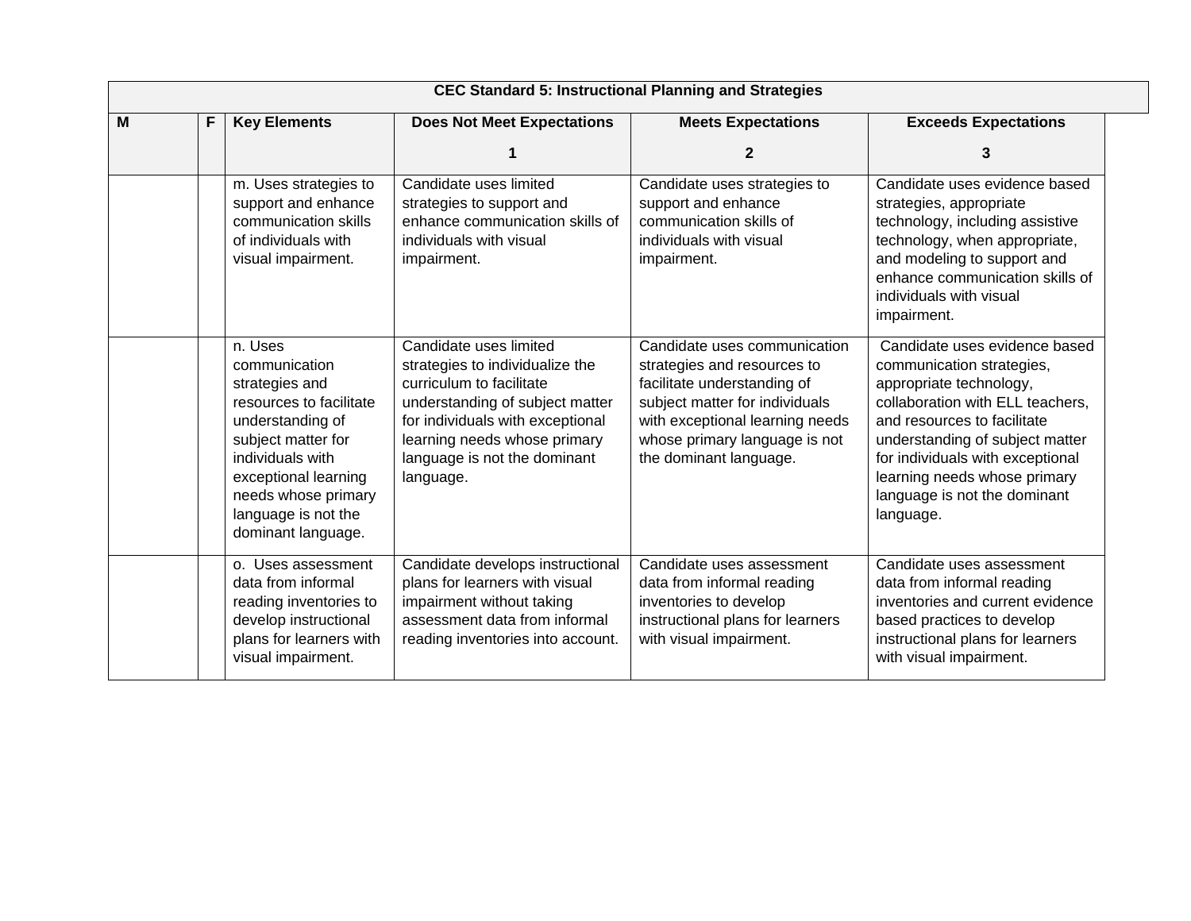| CEC Standard 5: Instructional Planning and Strategies | | | | | |
|---|---|---|---|---|---|
| **M** | **F** | **Key Elements** | **Does Not Meet Expectations**<br><br>**1** | **Meets Expectations**<br><br>**2** | **Exceeds Expectations**<br><br>**3** |
| | | m. Uses strategies to support and enhance communication skills of individuals with visual impairment. | Candidate uses limited strategies to support and enhance communication skills of individuals with visual impairment. | Candidate uses strategies to support and enhance communication skills of individuals with visual impairment. | Candidate uses evidence based strategies, appropriate technology, including assistive technology, when appropriate, and modeling to support and enhance communication skills of individuals with visual impairment. |
| | | n. Uses communication strategies and resources to facilitate understanding of subject matter for individuals with exceptional learning needs whose primary language is not the dominant language. | Candidate uses limited strategies to individualize the curriculum to facilitate understanding of subject matter for individuals with exceptional learning needs whose primary language is not the dominant language. | Candidate uses communication strategies and resources to facilitate understanding of subject matter for individuals with exceptional learning needs whose primary language is not the dominant language. | Candidate uses evidence based communication strategies, appropriate technology, collaboration with ELL teachers, and resources to facilitate understanding of subject matter for individuals with exceptional learning needs whose primary language is not the dominant language. |
| | | o. Uses assessment data from informal reading inventories to develop instructional plans for learners with visual impairment. | Candidate develops instructional plans for learners with visual impairment without taking assessment data from informal reading inventories into account. | Candidate uses assessment data from informal reading inventories to develop instructional plans for learners with visual impairment. | Candidate uses assessment data from informal reading inventories and current evidence based practices to develop instructional plans for learners with visual impairment. |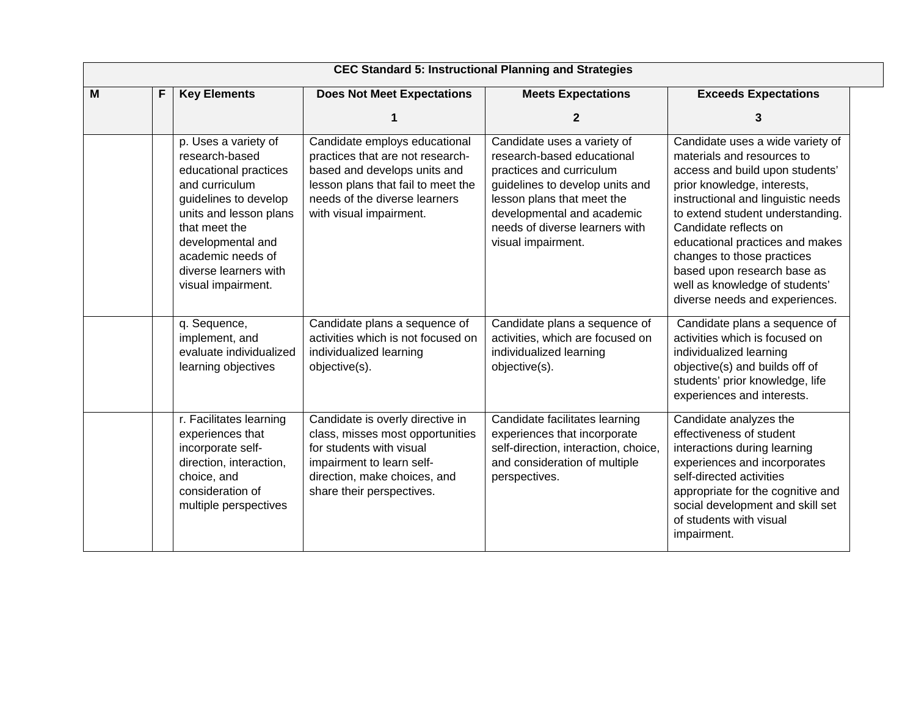| CEC Standard 5: Instructional Planning and Strategies | | | | | |
|---|---|---|---|---|---|
| **M** | **F** | **Key Elements** | **Does Not Meet Expectations**<br><br>**1** | **Meets Expectations**<br><br>**2** | **Exceeds Expectations**<br><br>**3** |
| | | p. Uses a variety of research-based educational practices and curriculum guidelines to develop units and lesson plans that meet the developmental and academic needs of diverse learners with visual impairment. | Candidate employs educational practices that are not research-based and develops units and lesson plans that fail to meet the needs of the diverse learners with visual impairment. | Candidate uses a variety of research-based educational practices and curriculum guidelines to develop units and lesson plans that meet the developmental and academic needs of diverse learners with visual impairment. | Candidate uses a wide variety of materials and resources to access and build upon students' prior knowledge, interests, instructional and linguistic needs to extend student understanding. Candidate reflects on educational practices and makes changes to those practices based upon research base as well as knowledge of students' diverse needs and experiences. |
| | | q. Sequence, implement, and evaluate individualized learning objectives | Candidate plans a sequence of activities which is not focused on individualized learning objective(s). | Candidate plans a sequence of activities, which are focused on individualized learning objective(s). | Candidate plans a sequence of activities which is focused on individualized learning objective(s) and builds off of students' prior knowledge, life experiences and interests. |
| | | r. Facilitates learning experiences that incorporate self-direction, interaction, choice, and consideration of multiple perspectives | Candidate is overly directive in class, misses most opportunities for students with visual impairment to learn self-direction, make choices, and share their perspectives. | Candidate facilitates learning experiences that incorporate self-direction, interaction, choice, and consideration of multiple perspectives. | Candidate analyzes the effectiveness of student interactions during learning experiences and incorporates self-directed activities appropriate for the cognitive and social development and skill set of students with visual impairment. |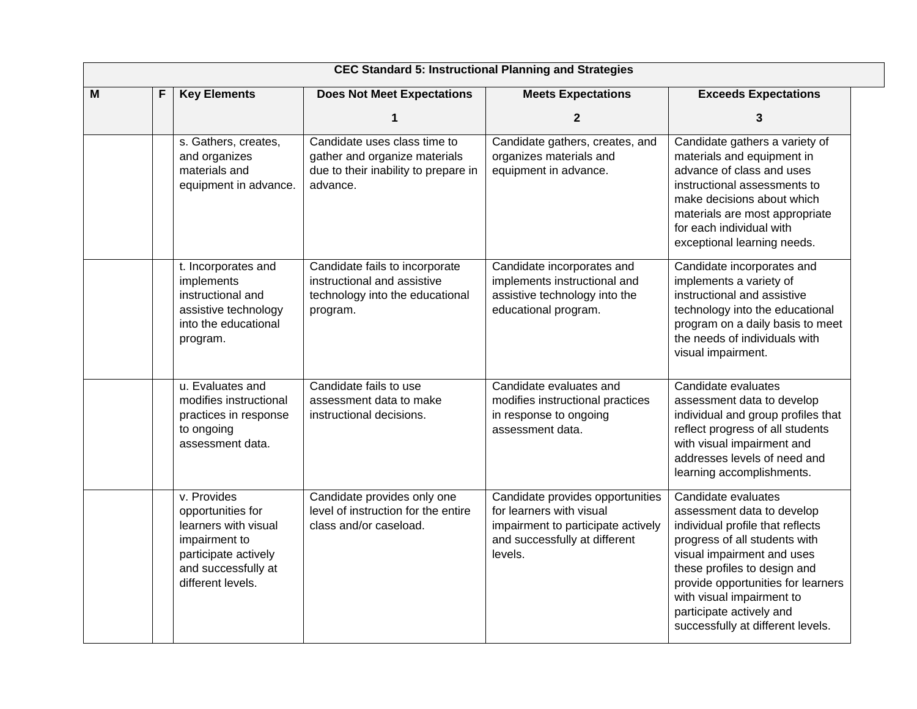| CEC Standard 5: Instructional Planning and Strategies | | | | | |
|---|---|---|---|---|---|
| **M** | **F** | **Key Elements** | **Does Not Meet Expectations**<br><br>**1** | **Meets Expectations**<br><br>**2** | **Exceeds Expectations**<br><br>**3** |
| | | s. Gathers, creates, and organizes materials and equipment in advance. | Candidate uses class time to gather and organize materials due to their inability to prepare in advance. | Candidate gathers, creates, and organizes materials and equipment in advance. | Candidate gathers a variety of materials and equipment in advance of class and uses instructional assessments to make decisions about which materials are most appropriate for each individual with exceptional learning needs. |
| | | t. Incorporates and implements instructional and assistive technology into the educational program. | Candidate fails to incorporate instructional and assistive technology into the educational program. | Candidate incorporates and implements instructional and assistive technology into the educational program. | Candidate incorporates and implements a variety of instructional and assistive technology into the educational program on a daily basis to meet the needs of individuals with visual impairment. |
| | | u. Evaluates and modifies instructional practices in response to ongoing assessment data. | Candidate fails to use assessment data to make instructional decisions. | Candidate evaluates and modifies instructional practices in response to ongoing assessment data. | Candidate evaluates assessment data to develop individual and group profiles that reflect progress of all students with visual impairment and addresses levels of need and learning accomplishments. |
| | | v. Provides opportunities for learners with visual impairment to participate actively and successfully at different levels. | Candidate provides only one level of instruction for the entire class and/or caseload. | Candidate provides opportunities for learners with visual impairment to participate actively and successfully at different levels. | Candidate evaluates assessment data to develop individual profile that reflects progress of all students with visual impairment and uses these profiles to design and provide opportunities for learners with visual impairment to participate actively and successfully at different levels. |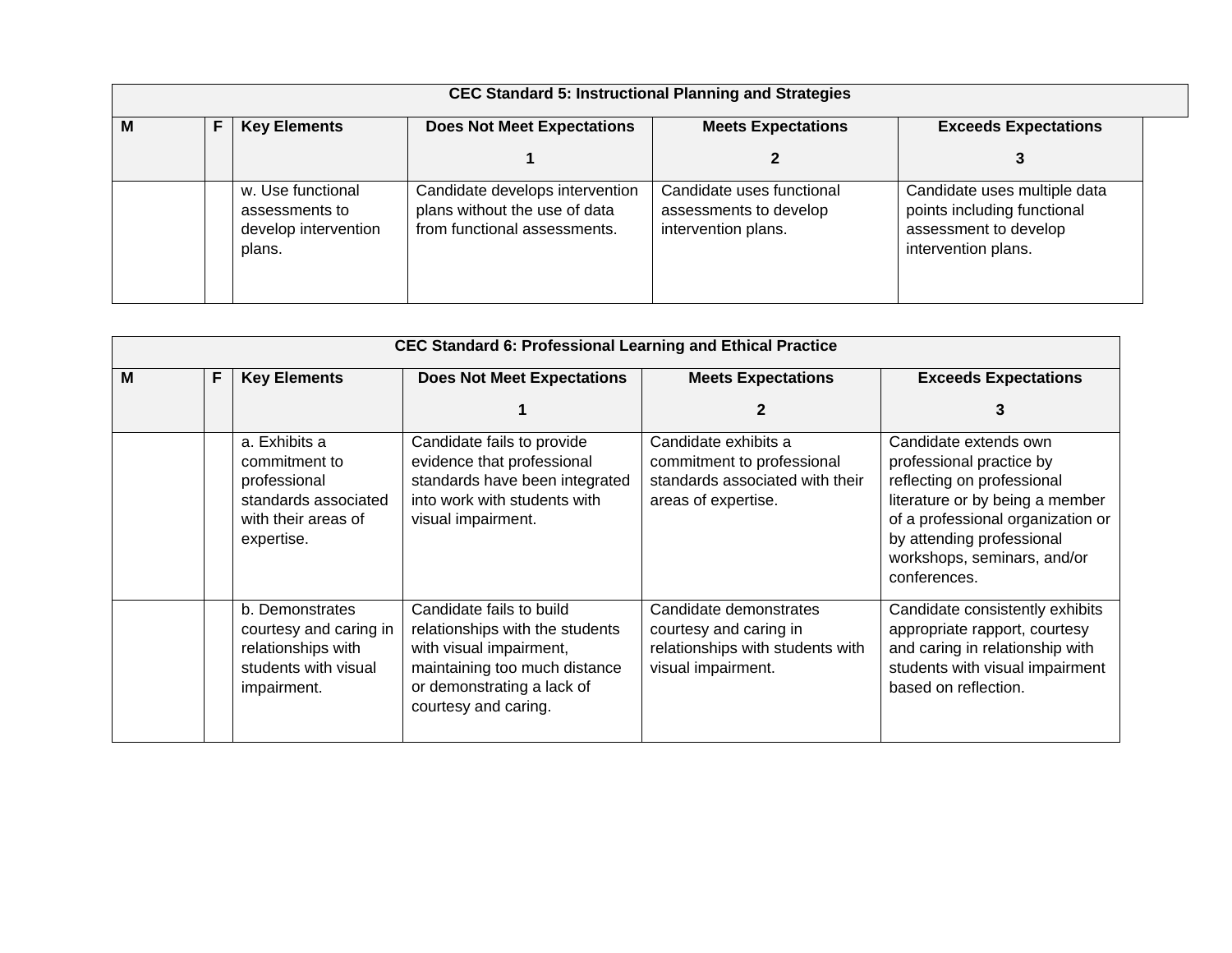| CEC Standard 5: Instructional Planning and Strategies | | | | | |
|---|---|---|---|---|---|
| **M** | **F** | **Key Elements** | **Does Not Meet Expectations**<br><br>**1** | **Meets Expectations**<br><br>**2** | **Exceeds Expectations**<br><br>**3** |
| | | w. Use functional assessments to develop intervention plans. | Candidate develops intervention plans without the use of data from functional assessments. | Candidate uses functional assessments to develop intervention plans. | Candidate uses multiple data points including functional assessment to develop intervention plans. |

| CEC Standard 6: Professional Learning and Ethical Practice | | | | | |
|---|---|---|---|---|---|
| **M** | **F** | **Key Elements** | **Does Not Meet Expectations**<br><br>**1** | **Meets Expectations**<br><br>**2** | **Exceeds Expectations**<br><br>**3** |
| | | a. Exhibits a commitment to professional standards associated with their areas of expertise. | Candidate fails to provide evidence that professional standards have been integrated into work with students with visual impairment. | Candidate exhibits a commitment to professional standards associated with their areas of expertise. | Candidate extends own professional practice by reflecting on professional literature or by being a member of a professional organization or by attending professional workshops, seminars, and/or conferences. |
| | | b. Demonstrates courtesy and caring in relationships with students with visual impairment. | Candidate fails to build relationships with the students with visual impairment, maintaining too much distance or demonstrating a lack of courtesy and caring. | Candidate demonstrates courtesy and caring in relationships with students with visual impairment. | Candidate consistently exhibits appropriate rapport, courtesy and caring in relationship with students with visual impairment based on reflection. |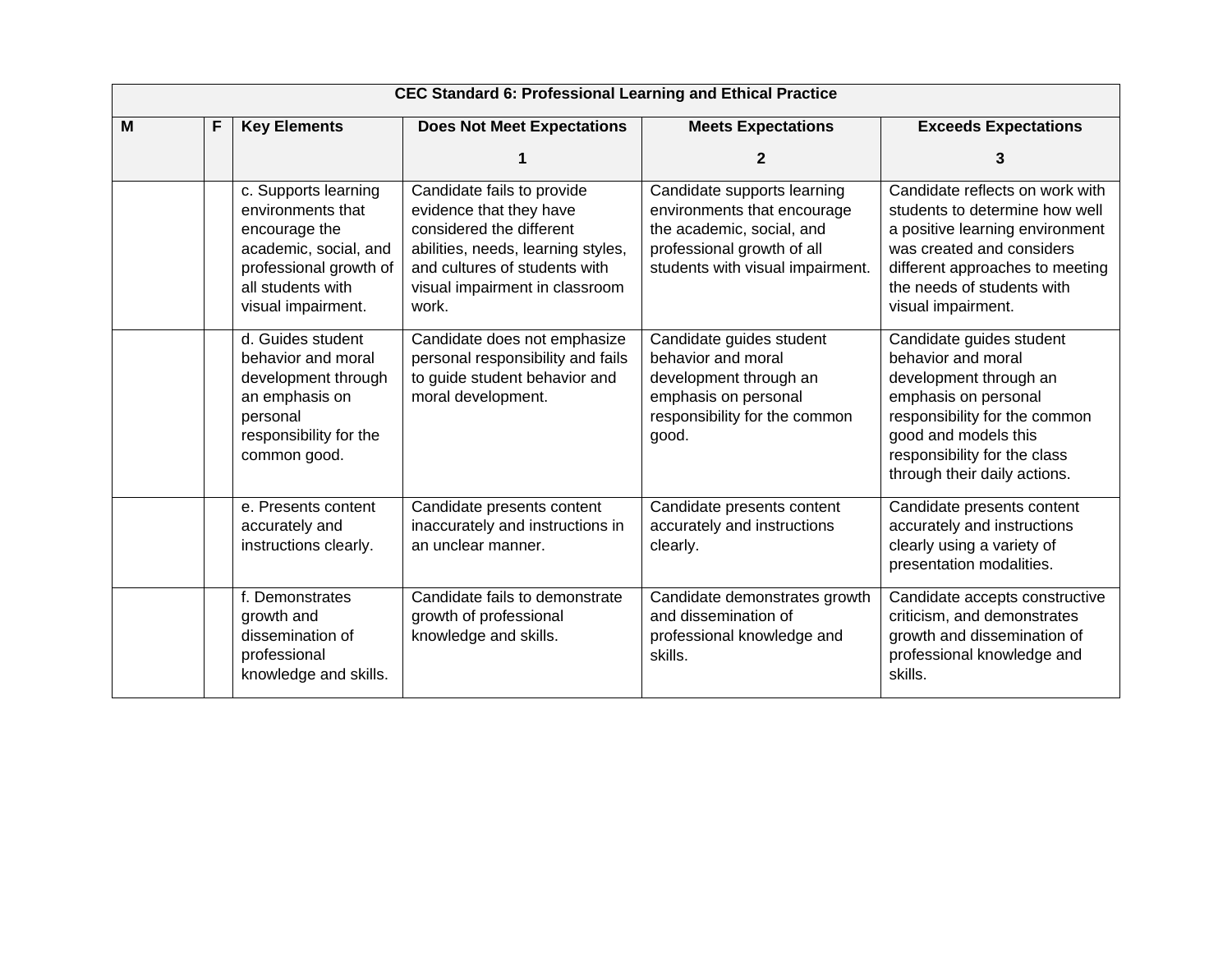| CEC Standard 6: Professional Learning and Ethical Practice | | | | | |
|---|---|---|---|---|---|
| **M** | **F** | **Key Elements** | **Does Not Meet Expectations**<br><br>**1** | **Meets Expectations**<br><br>**2** | **Exceeds Expectations**<br><br>**3** |
| | | c. Supports learning environments that encourage the academic, social, and professional growth of all students with visual impairment. | Candidate fails to provide evidence that they have considered the different abilities, needs, learning styles, and cultures of students with visual impairment in classroom work. | Candidate supports learning environments that encourage the academic, social, and professional growth of all students with visual impairment. | Candidate reflects on work with students to determine how well a positive learning environment was created and considers different approaches to meeting the needs of students with visual impairment. |
| | | d. Guides student behavior and moral development through an emphasis on personal responsibility for the common good. | Candidate does not emphasize personal responsibility and fails to guide student behavior and moral development. | Candidate guides student behavior and moral development through an emphasis on personal responsibility for the common good. | Candidate guides student behavior and moral development through an emphasis on personal responsibility for the common good and models this responsibility for the class through their daily actions. |
| | | e. Presents content accurately and instructions clearly. | Candidate presents content inaccurately and instructions in an unclear manner. | Candidate presents content accurately and instructions clearly. | Candidate presents content accurately and instructions clearly using a variety of presentation modalities. |
| | | f. Demonstrates growth and dissemination of professional knowledge and skills. | Candidate fails to demonstrate growth of professional knowledge and skills. | Candidate demonstrates growth and dissemination of professional knowledge and skills. | Candidate accepts constructive criticism, and demonstrates growth and dissemination of professional knowledge and skills. |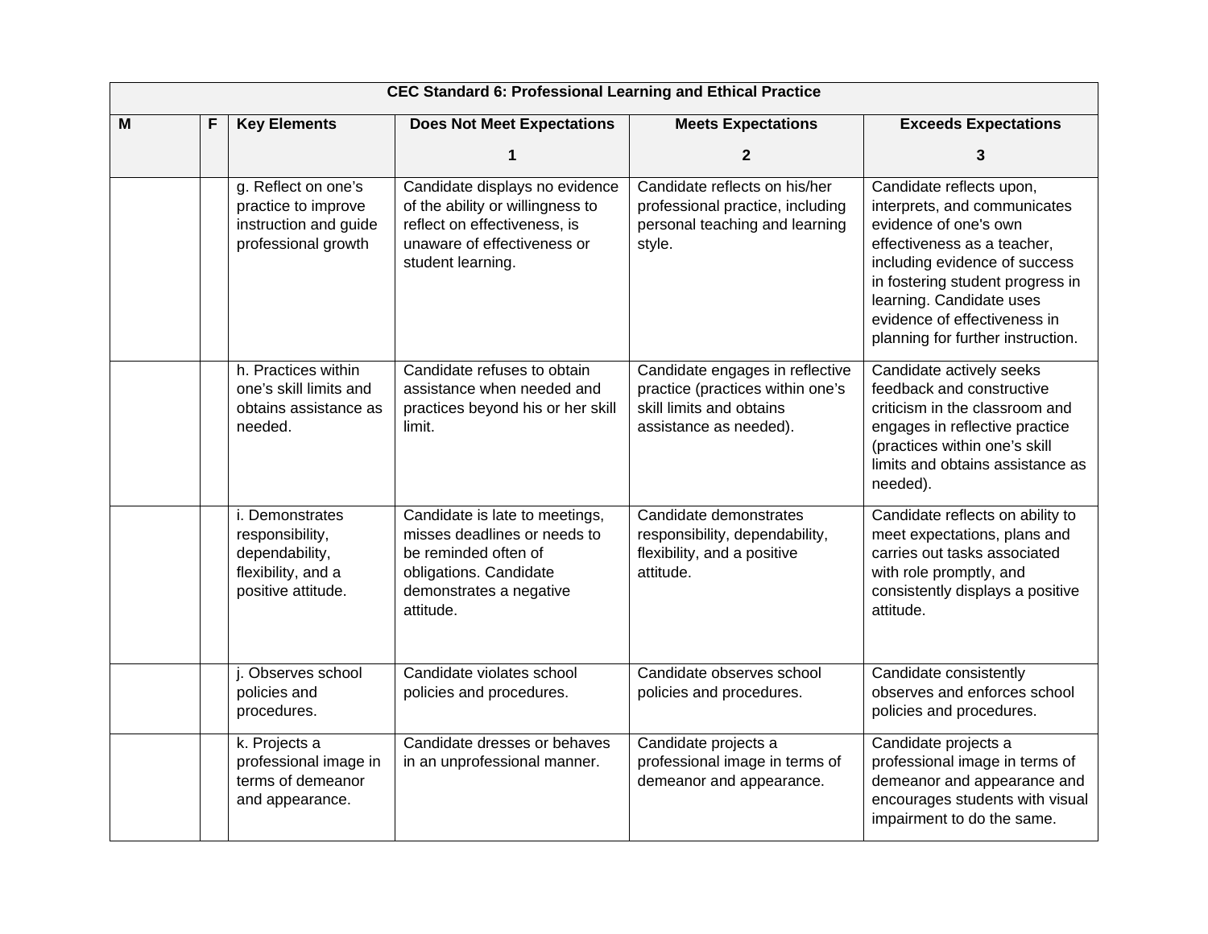| CEC Standard 6: Professional Learning and Ethical Practice | | | | | |
|---|---|---|---|---|---|
| **M** | **F** | **Key Elements** | **Does Not Meet Expectations**<br><br>**1** | **Meets Expectations**<br><br>**2** | **Exceeds Expectations**<br><br>**3** |
| | | g. Reflect on one's practice to improve instruction and guide professional growth | Candidate displays no evidence of the ability or willingness to reflect on effectiveness, is unaware of effectiveness or student learning. | Candidate reflects on his/her professional practice, including personal teaching and learning style. | Candidate reflects upon, interprets, and communicates evidence of one's own effectiveness as a teacher, including evidence of success in fostering student progress in learning. Candidate uses evidence of effectiveness in planning for further instruction. |
| | | h. Practices within one's skill limits and obtains assistance as needed. | Candidate refuses to obtain assistance when needed and practices beyond his or her skill limit. | Candidate engages in reflective practice (practices within one's skill limits and obtains assistance as needed). | Candidate actively seeks feedback and constructive criticism in the classroom and engages in reflective practice (practices within one's skill limits and obtains assistance as needed). |
| | | i. Demonstrates responsibility, dependability, flexibility, and a positive attitude. | Candidate is late to meetings, misses deadlines or needs to be reminded often of obligations. Candidate demonstrates a negative attitude. | Candidate demonstrates responsibility, dependability, flexibility, and a positive attitude. | Candidate reflects on ability to meet expectations, plans and carries out tasks associated with role promptly, and consistently displays a positive attitude. |
| | | j. Observes school policies and procedures. | Candidate violates school policies and procedures. | Candidate observes school policies and procedures. | Candidate consistently observes and enforces school policies and procedures. |
| | | k. Projects a professional image in terms of demeanor and appearance. | Candidate dresses or behaves in an unprofessional manner. | Candidate projects a professional image in terms of demeanor and appearance. | Candidate projects a professional image in terms of demeanor and appearance and encourages students with visual impairment to do the same. |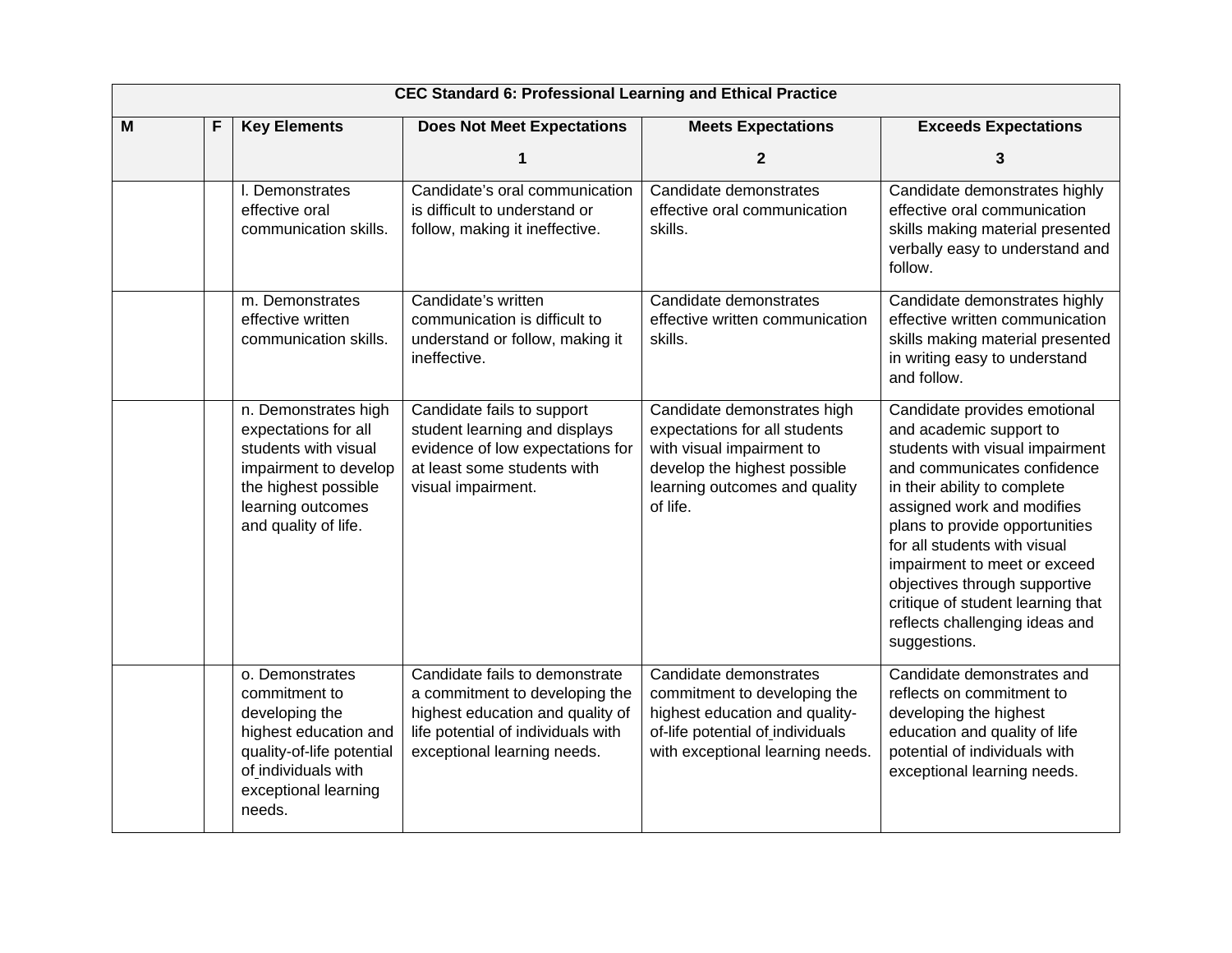| CEC Standard 6: Professional Learning and Ethical Practice | | | | | |
|---|---|---|---|---|---|
| **M** | **F** | **Key Elements** | **Does Not Meet Expectations**<br><br>**1** | **Meets Expectations**<br><br>**2** | **Exceeds Expectations**<br><br>**3** |
| | | l. Demonstrates effective oral communication skills. | Candidate's oral communication is difficult to understand or follow, making it ineffective. | Candidate demonstrates effective oral communication skills. | Candidate demonstrates highly effective oral communication skills making material presented verbally easy to understand and follow. |
| | | m. Demonstrates effective written communication skills. | Candidate's written communication is difficult to understand or follow, making it ineffective. | Candidate demonstrates effective written communication skills. | Candidate demonstrates highly effective written communication skills making material presented in writing easy to understand and follow. |
| | | n. Demonstrates high expectations for all students with visual impairment to develop the highest possible learning outcomes and quality of life. | Candidate fails to support student learning and displays evidence of low expectations for at least some students with visual impairment. | Candidate demonstrates high expectations for all students with visual impairment to develop the highest possible learning outcomes and quality of life. | Candidate provides emotional and academic support to students with visual impairment and communicates confidence in their ability to complete assigned work and modifies plans to provide opportunities for all students with visual impairment to meet or exceed objectives through supportive critique of student learning that reflects challenging ideas and suggestions. |
| | | o. Demonstrates commitment to developing the highest education and quality-of-life potential of individuals with exceptional learning needs. | Candidate fails to demonstrate a commitment to developing the highest education and quality of life potential of individuals with exceptional learning needs. | Candidate demonstrates commitment to developing the highest education and quality-of-life potential of individuals with exceptional learning needs. | Candidate demonstrates and reflects on commitment to developing the highest education and quality of life potential of individuals with exceptional learning needs. |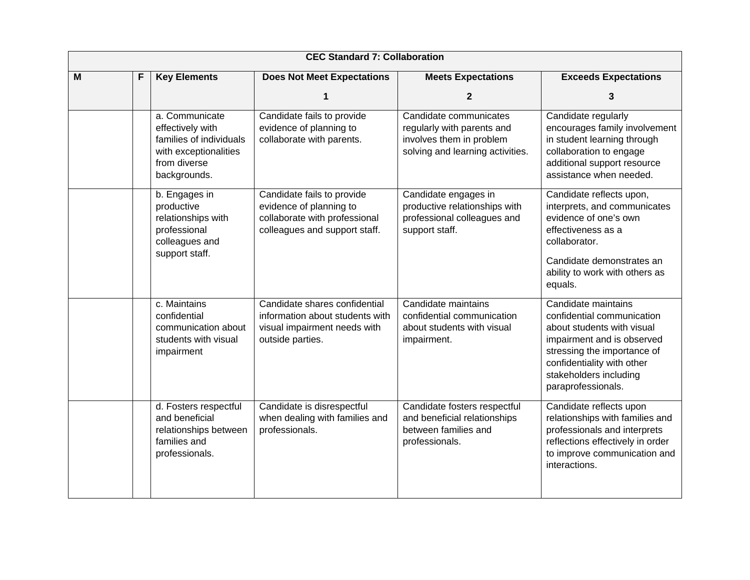| CEC Standard 7: Collaboration | | | | | |
|---|---|---|---|---|---|
| **M** | **F** | **Key Elements** | **Does Not Meet Expectations 1** | **Meets Expectations 2** | **Exceeds Expectations 3** |
| | | a. Communicate effectively with families of individuals with exceptionalities from diverse backgrounds. | Candidate fails to provide evidence of planning to collaborate with parents. | Candidate communicates regularly with parents and involves them in problem solving and learning activities. | Candidate regularly encourages family involvement in student learning through collaboration to engage additional support resource assistance when needed. |
| | | b. Engages in productive relationships with professional colleagues and support staff. | Candidate fails to provide evidence of planning to collaborate with professional colleagues and support staff. | Candidate engages in productive relationships with professional colleagues and support staff. | Candidate reflects upon, interprets, and communicates evidence of one's own effectiveness as a collaborator. Candidate demonstrates an ability to work with others as equals. |
| | | c. Maintains confidential communication about students with visual impairment | Candidate shares confidential information about students with visual impairment needs with outside parties. | Candidate maintains confidential communication about students with visual impairment. | Candidate maintains confidential communication about students with visual impairment and is observed stressing the importance of confidentiality with other stakeholders including paraprofessionals. |
| | | d. Fosters respectful and beneficial relationships between families and professionals. | Candidate is disrespectful when dealing with families and professionals. | Candidate fosters respectful and beneficial relationships between families and professionals. | Candidate reflects upon relationships with families and professionals and interprets reflections effectively in order to improve communication and interactions. |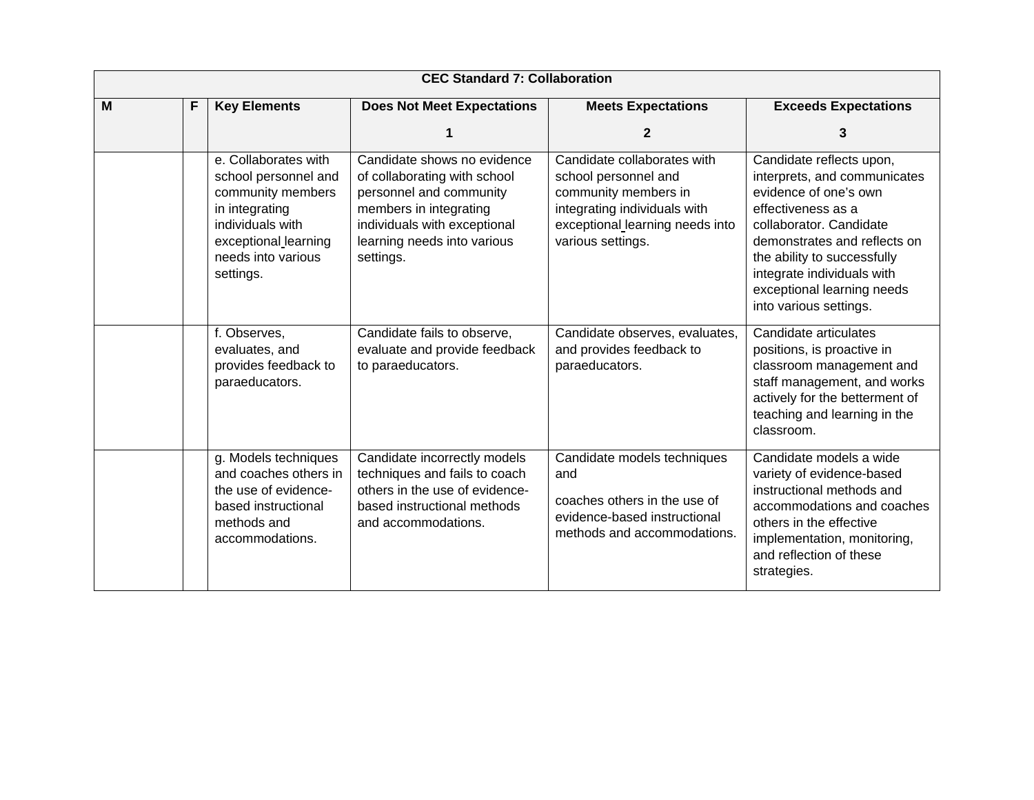| CEC Standard 7: Collaboration | | | | | |
|---|---|---|---|---|---|
| **M** | **F** | **Key Elements** | **Does Not Meet Expectations**<br><br>**1** | **Meets Expectations**<br><br>**2** | **Exceeds Expectations**<br><br>**3** |
| | | e. Collaborates with school personnel and community members in integrating individuals with exceptional learning needs into various settings. | Candidate shows no evidence of collaborating with school personnel and community members in integrating individuals with exceptional learning needs into various settings. | Candidate collaborates with school personnel and community members in integrating individuals with exceptional learning needs into various settings. | Candidate reflects upon, interprets, and communicates evidence of one's own effectiveness as a collaborator. Candidate demonstrates and reflects on the ability to successfully integrate individuals with exceptional learning needs into various settings. |
| | | f. Observes, evaluates, and provides feedback to paraeducators. | Candidate fails to observe, evaluate and provide feedback to paraeducators. | Candidate observes, evaluates, and provides feedback to paraeducators. | Candidate articulates positions, is proactive in classroom management and staff management, and works actively for the betterment of teaching and learning in the classroom. |
| | | g. Models techniques and coaches others in the use of evidence-based instructional methods and accommodations. | Candidate incorrectly models techniques and fails to coach others in the use of evidence-based instructional methods and accommodations. | Candidate models techniques and<br><br>coaches others in the use of evidence-based instructional methods and accommodations. | Candidate models a wide variety of evidence-based instructional methods and accommodations and coaches others in the effective implementation, monitoring, and reflection of these strategies. |